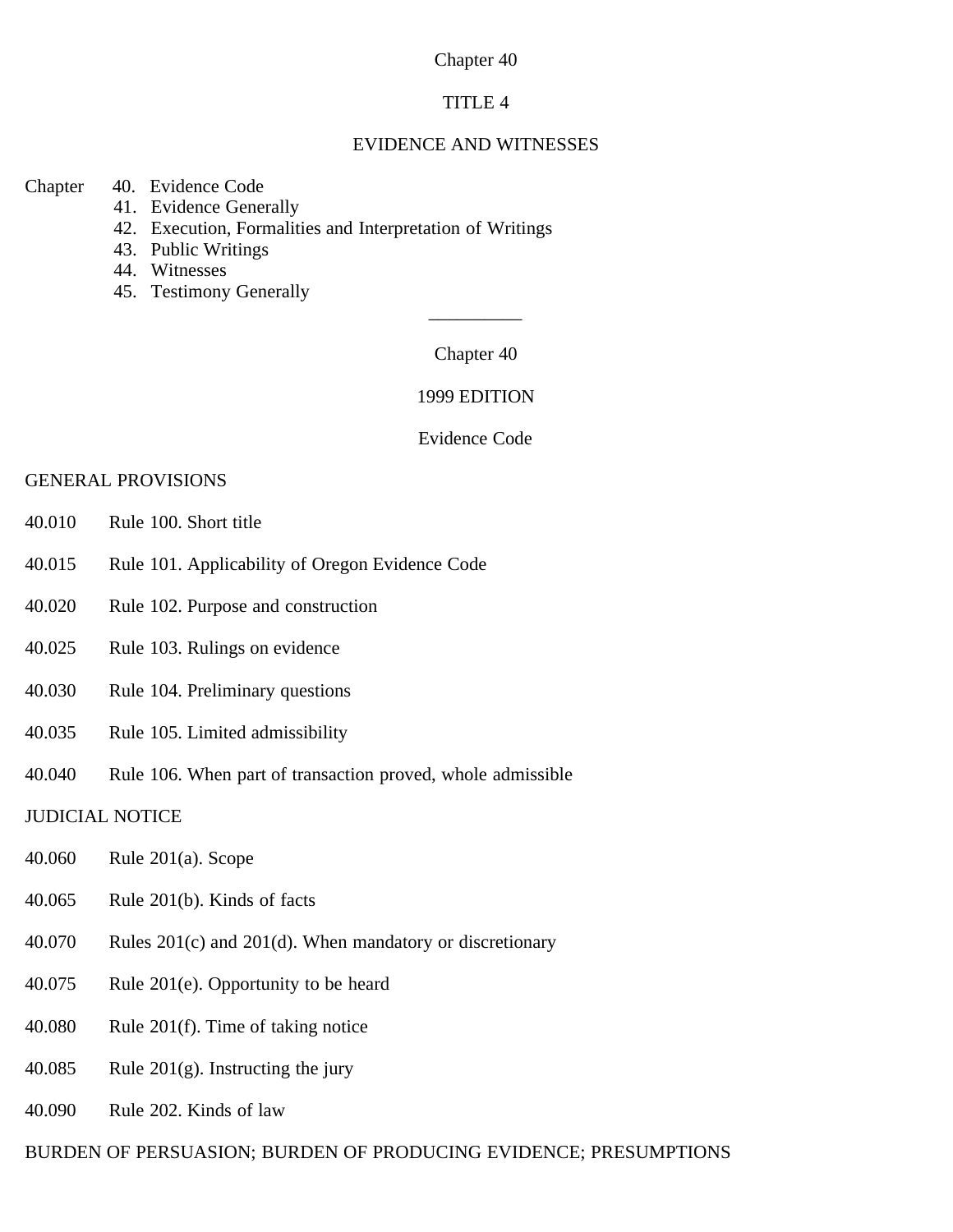Chapter 40

# TITLE 4

# EVIDENCE AND WITNESSES

Chapter 40. Evidence Code
41. Evidence Generally
42. Execution, Formalities and Interpretation of Writings
43. Public Writings
44. Witnesses
45. Testimony Generally

\_\_\_\_\_\_\_\_\_\_

## Chapter 40

1999 EDITION

Evidence Code

### GENERAL PROVISIONS

40.010 Rule 100. Short title

40.015 Rule 101. Applicability of Oregon Evidence Code

40.020 Rule 102. Purpose and construction

40.025 Rule 103. Rulings on evidence

40.030 Rule 104. Preliminary questions

40.035 Rule 105. Limited admissibility

40.040 Rule 106. When part of transaction proved, whole admissible

### JUDICIAL NOTICE

40.060 Rule 201(a). Scope

40.065 Rule 201(b). Kinds of facts

40.070 Rules 201(c) and 201(d). When mandatory or discretionary

40.075 Rule 201(e). Opportunity to be heard

40.080 Rule 201(f). Time of taking notice

40.085 Rule 201(g). Instructing the jury

40.090 Rule 202. Kinds of law

### BURDEN OF PERSUASION; BURDEN OF PRODUCING EVIDENCE; PRESUMPTIONS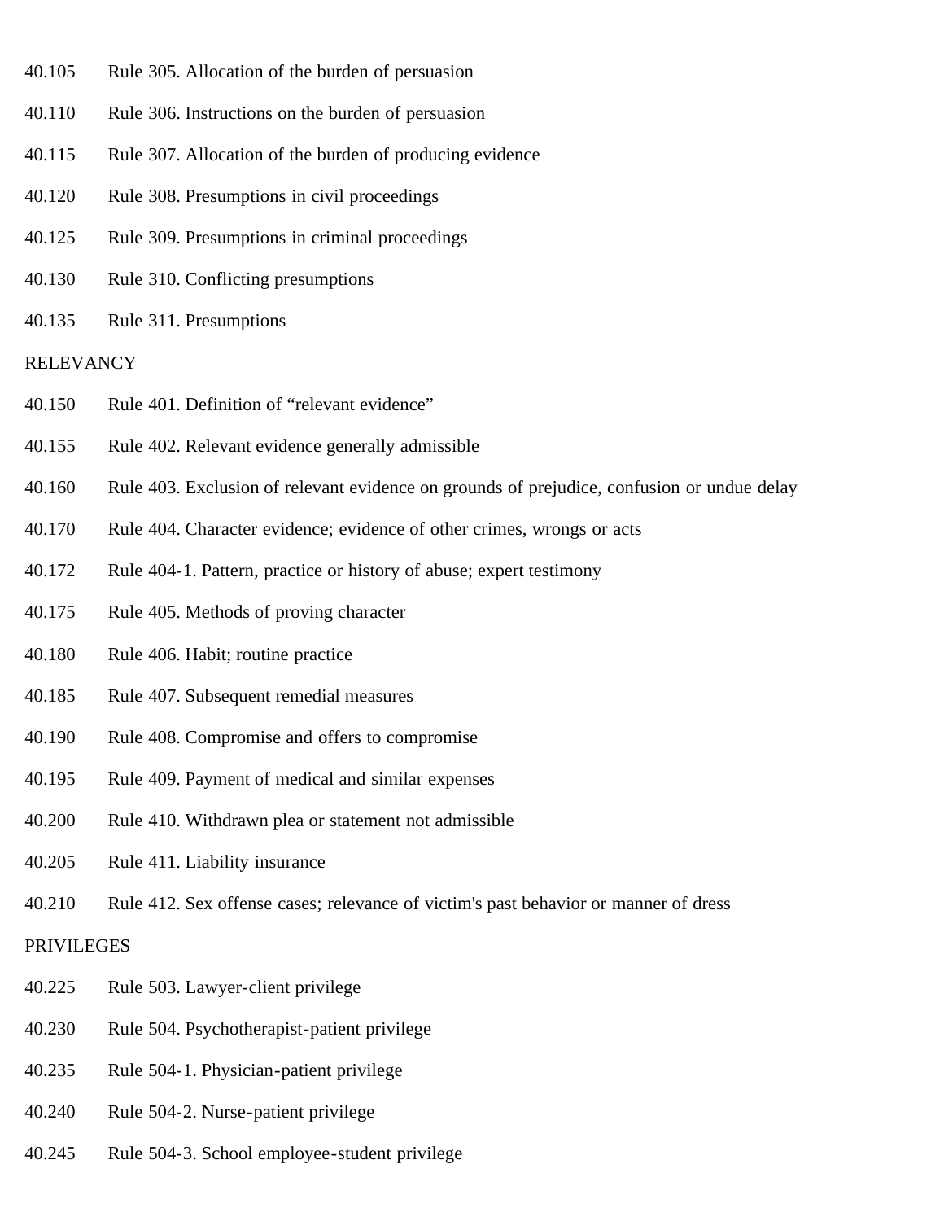40.105 Rule 305. Allocation of the burden of persuasion

40.110 Rule 306. Instructions on the burden of persuasion

40.115 Rule 307. Allocation of the burden of producing evidence

40.120 Rule 308. Presumptions in civil proceedings

40.125 Rule 309. Presumptions in criminal proceedings

40.130 Rule 310. Conflicting presumptions

40.135 Rule 311. Presumptions

RELEVANCY

40.150 Rule 401. Definition of “relevant evidence”

40.155 Rule 402. Relevant evidence generally admissible

40.160 Rule 403. Exclusion of relevant evidence on grounds of prejudice, confusion or undue delay

40.170 Rule 404. Character evidence; evidence of other crimes, wrongs or acts

40.172 Rule 404-1. Pattern, practice or history of abuse; expert testimony

40.175 Rule 405. Methods of proving character

40.180 Rule 406. Habit; routine practice

40.185 Rule 407. Subsequent remedial measures

40.190 Rule 408. Compromise and offers to compromise

40.195 Rule 409. Payment of medical and similar expenses

40.200 Rule 410. Withdrawn plea or statement not admissible

40.205 Rule 411. Liability insurance

40.210 Rule 412. Sex offense cases; relevance of victim's past behavior or manner of dress

PRIVILEGES

40.225 Rule 503. Lawyer-client privilege

40.230 Rule 504. Psychotherapist-patient privilege

40.235 Rule 504-1. Physician-patient privilege

40.240 Rule 504-2. Nurse-patient privilege

40.245 Rule 504-3. School employee-student privilege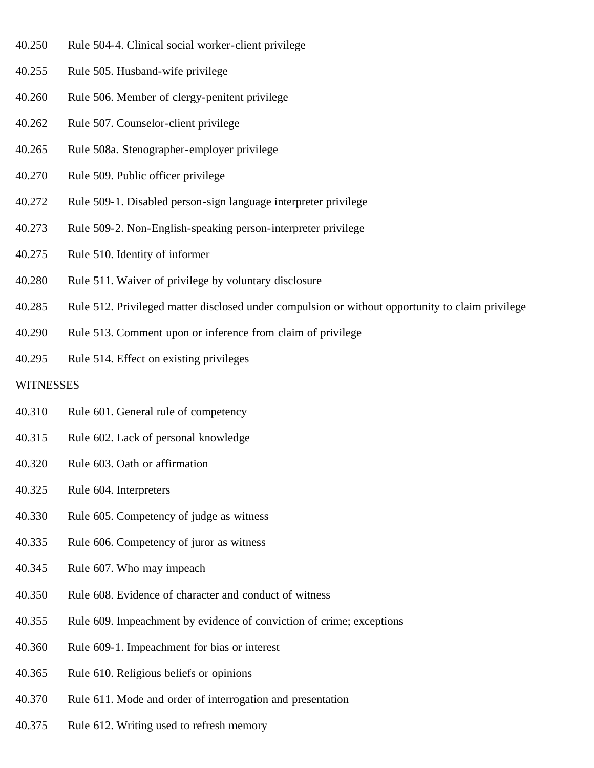40.250 Rule 504-4. Clinical social worker-client privilege

40.255 Rule 505. Husband-wife privilege

40.260 Rule 506. Member of clergy-penitent privilege

40.262 Rule 507. Counselor-client privilege

40.265 Rule 508a. Stenographer-employer privilege

40.270 Rule 509. Public officer privilege

40.272 Rule 509-1. Disabled person-sign language interpreter privilege

40.273 Rule 509-2. Non-English-speaking person-interpreter privilege

40.275 Rule 510. Identity of informer

40.280 Rule 511. Waiver of privilege by voluntary disclosure

40.285 Rule 512. Privileged matter disclosed under compulsion or without opportunity to claim privilege

40.290 Rule 513. Comment upon or inference from claim of privilege

40.295 Rule 514. Effect on existing privileges

WITNESSES

40.310 Rule 601. General rule of competency

40.315 Rule 602. Lack of personal knowledge

40.320 Rule 603. Oath or affirmation

40.325 Rule 604. Interpreters

40.330 Rule 605. Competency of judge as witness

40.335 Rule 606. Competency of juror as witness

40.345 Rule 607. Who may impeach

40.350 Rule 608. Evidence of character and conduct of witness

40.355 Rule 609. Impeachment by evidence of conviction of crime; exceptions

40.360 Rule 609-1. Impeachment for bias or interest

40.365 Rule 610. Religious beliefs or opinions

40.370 Rule 611. Mode and order of interrogation and presentation

40.375 Rule 612. Writing used to refresh memory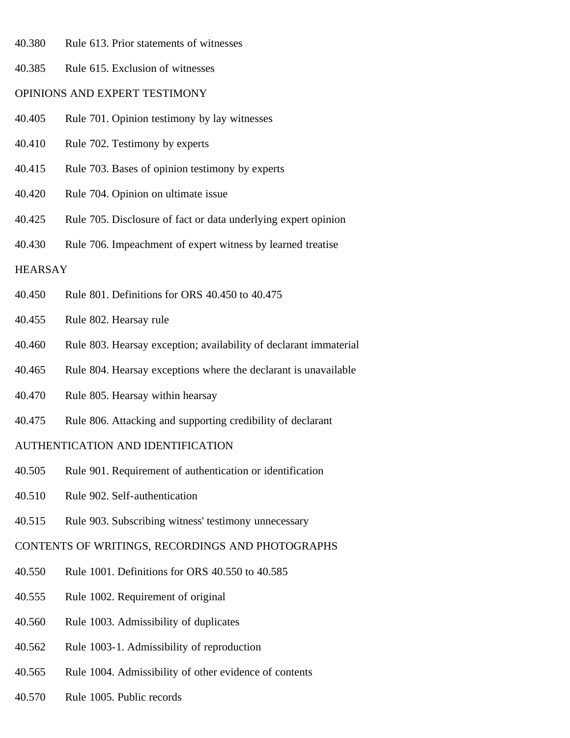40.380 Rule 613. Prior statements of witnesses

40.385 Rule 615. Exclusion of witnesses

OPINIONS AND EXPERT TESTIMONY

40.405 Rule 701. Opinion testimony by lay witnesses

40.410 Rule 702. Testimony by experts

40.415 Rule 703. Bases of opinion testimony by experts

40.420 Rule 704. Opinion on ultimate issue

40.425 Rule 705. Disclosure of fact or data underlying expert opinion

40.430 Rule 706. Impeachment of expert witness by learned treatise

HEARSAY

40.450 Rule 801. Definitions for ORS 40.450 to 40.475

40.455 Rule 802. Hearsay rule

40.460 Rule 803. Hearsay exception; availability of declarant immaterial

40.465 Rule 804. Hearsay exceptions where the declarant is unavailable

40.470 Rule 805. Hearsay within hearsay

40.475 Rule 806. Attacking and supporting credibility of declarant

AUTHENTICATION AND IDENTIFICATION

40.505 Rule 901. Requirement of authentication or identification

40.510 Rule 902. Self-authentication

40.515 Rule 903. Subscribing witness' testimony unnecessary

CONTENTS OF WRITINGS, RECORDINGS AND PHOTOGRAPHS

40.550 Rule 1001. Definitions for ORS 40.550 to 40.585

40.555 Rule 1002. Requirement of original

40.560 Rule 1003. Admissibility of duplicates

40.562 Rule 1003-1. Admissibility of reproduction

40.565 Rule 1004. Admissibility of other evidence of contents

40.570 Rule 1005. Public records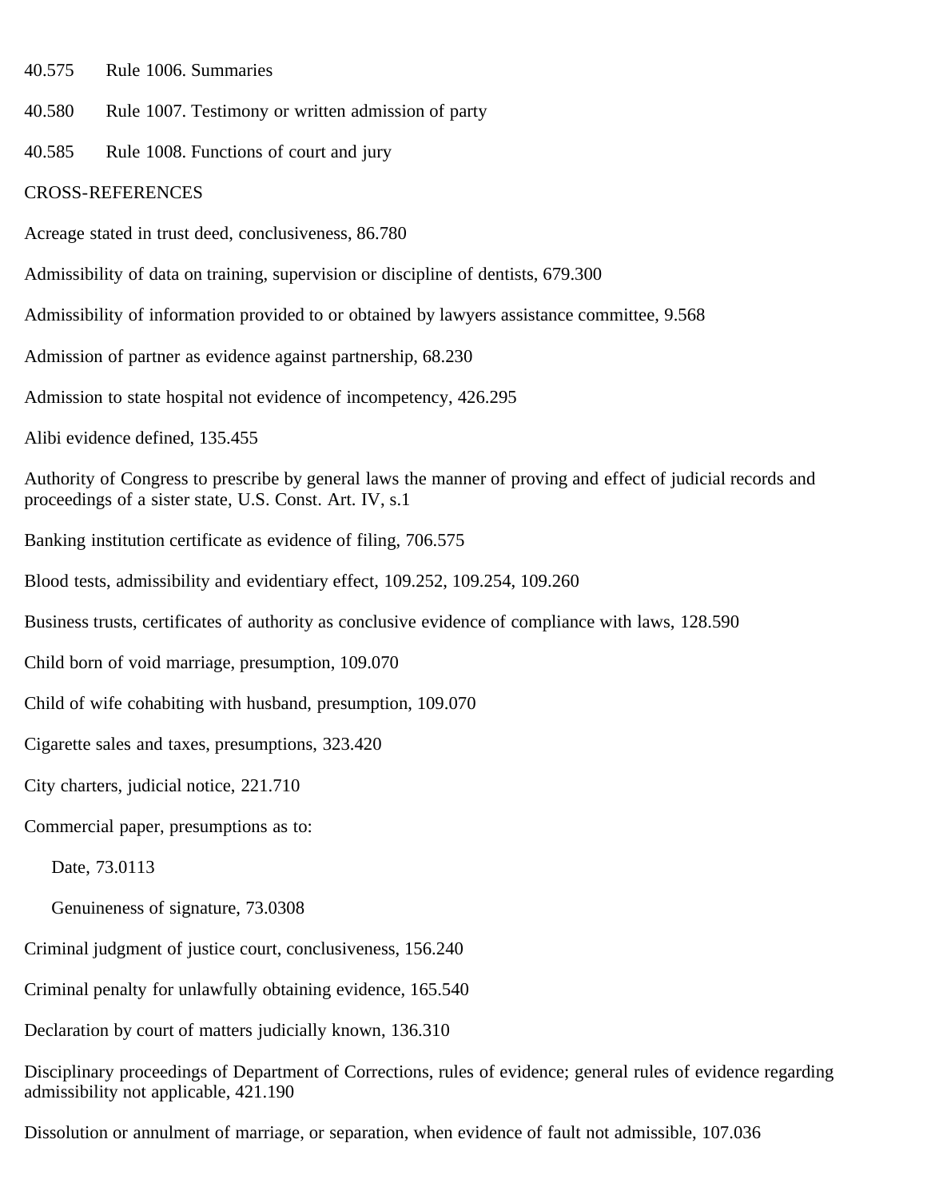40.575 Rule 1006. Summaries

40.580 Rule 1007. Testimony or written admission of party

40.585 Rule 1008. Functions of court and jury

CROSS-REFERENCES

Acreage stated in trust deed, conclusiveness, 86.780

Admissibility of data on training, supervision or discipline of dentists, 679.300

Admissibility of information provided to or obtained by lawyers assistance committee, 9.568

Admission of partner as evidence against partnership, 68.230

Admission to state hospital not evidence of incompetency, 426.295

Alibi evidence defined, 135.455

Authority of Congress to prescribe by general laws the manner of proving and effect of judicial records and proceedings of a sister state, U.S. Const. Art. IV, s.1

Banking institution certificate as evidence of filing, 706.575

Blood tests, admissibility and evidentiary effect, 109.252, 109.254, 109.260

Business trusts, certificates of authority as conclusive evidence of compliance with laws, 128.590

Child born of void marriage, presumption, 109.070

Child of wife cohabiting with husband, presumption, 109.070

Cigarette sales and taxes, presumptions, 323.420

City charters, judicial notice, 221.710

Commercial paper, presumptions as to:

- Date, 73.0113
- Genuineness of signature, 73.0308

Criminal judgment of justice court, conclusiveness, 156.240

Criminal penalty for unlawfully obtaining evidence, 165.540

Declaration by court of matters judicially known, 136.310

Disciplinary proceedings of Department of Corrections, rules of evidence; general rules of evidence regarding admissibility not applicable, 421.190

Dissolution or annulment of marriage, or separation, when evidence of fault not admissible, 107.036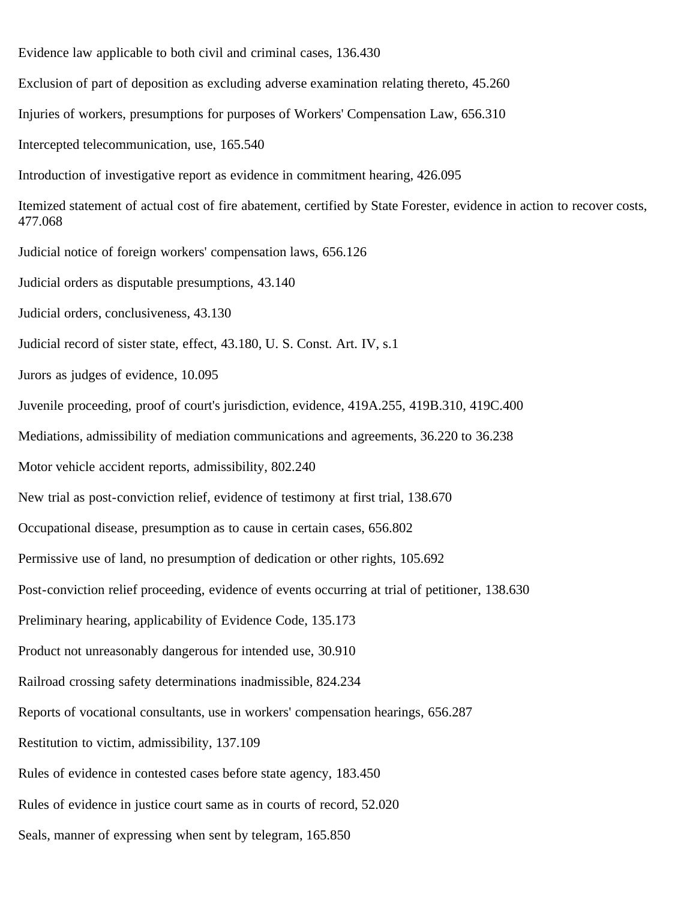Evidence law applicable to both civil and criminal cases, 136.430

Exclusion of part of deposition as excluding adverse examination relating thereto, 45.260

Injuries of workers, presumptions for purposes of Workers' Compensation Law, 656.310

Intercepted telecommunication, use, 165.540

Introduction of investigative report as evidence in commitment hearing, 426.095

Itemized statement of actual cost of fire abatement, certified by State Forester, evidence in action to recover costs, 477.068

Judicial notice of foreign workers' compensation laws, 656.126

Judicial orders as disputable presumptions, 43.140

Judicial orders, conclusiveness, 43.130

Judicial record of sister state, effect, 43.180, U. S. Const. Art. IV, s.1

Jurors as judges of evidence, 10.095

Juvenile proceeding, proof of court's jurisdiction, evidence, 419A.255, 419B.310, 419C.400

Mediations, admissibility of mediation communications and agreements, 36.220 to 36.238

Motor vehicle accident reports, admissibility, 802.240

New trial as post-conviction relief, evidence of testimony at first trial, 138.670

Occupational disease, presumption as to cause in certain cases, 656.802

Permissive use of land, no presumption of dedication or other rights, 105.692

Post-conviction relief proceeding, evidence of events occurring at trial of petitioner, 138.630

Preliminary hearing, applicability of Evidence Code, 135.173

Product not unreasonably dangerous for intended use, 30.910

Railroad crossing safety determinations inadmissible, 824.234

Reports of vocational consultants, use in workers' compensation hearings, 656.287

Restitution to victim, admissibility, 137.109

Rules of evidence in contested cases before state agency, 183.450

Rules of evidence in justice court same as in courts of record, 52.020

Seals, manner of expressing when sent by telegram, 165.850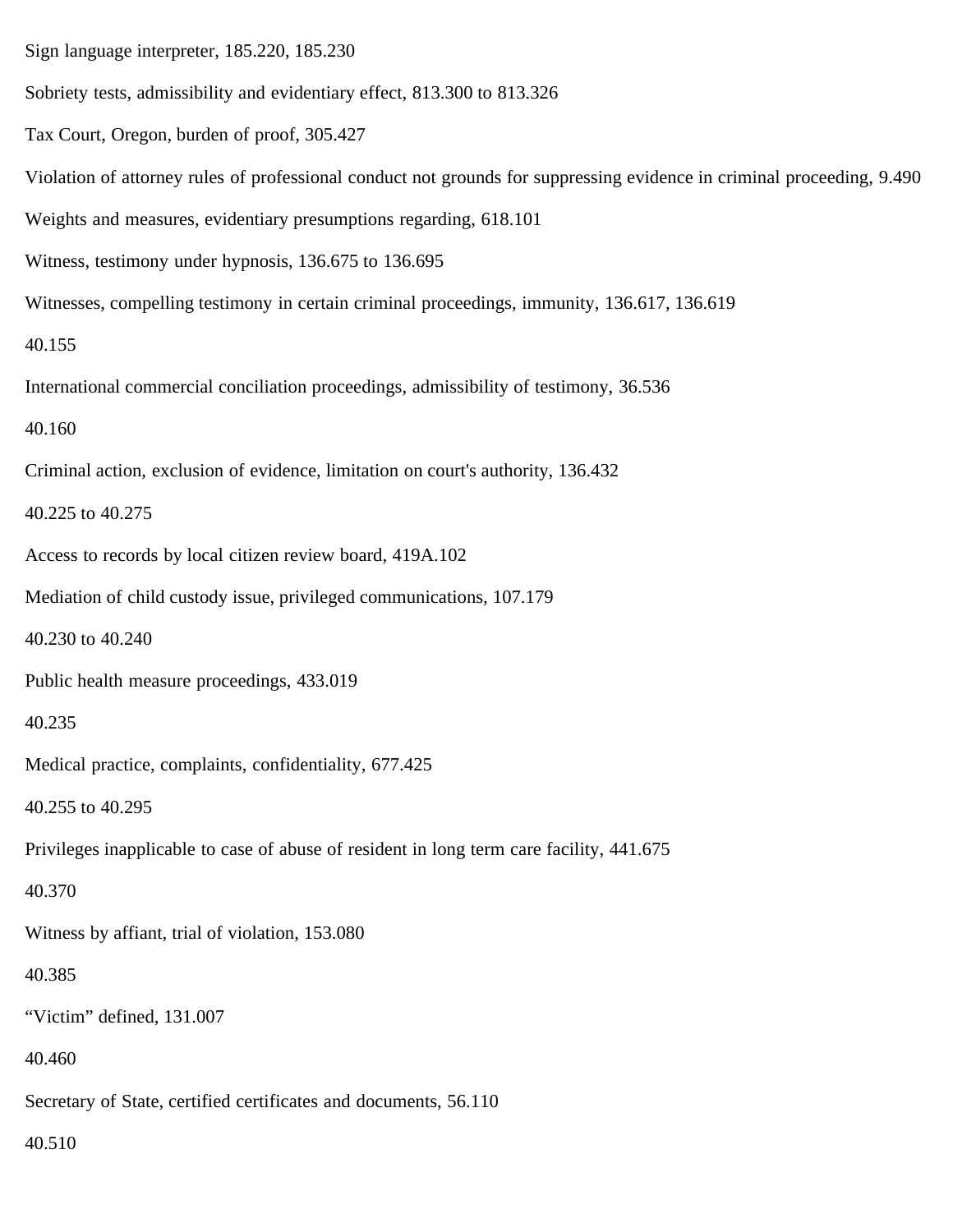Sign language interpreter, 185.220, 185.230

Sobriety tests, admissibility and evidentiary effect, 813.300 to 813.326

Tax Court, Oregon, burden of proof, 305.427

Violation of attorney rules of professional conduct not grounds for suppressing evidence in criminal proceeding, 9.490

Weights and measures, evidentiary presumptions regarding, 618.101

Witness, testimony under hypnosis, 136.675 to 136.695

Witnesses, compelling testimony in certain criminal proceedings, immunity, 136.617, 136.619

40.155

International commercial conciliation proceedings, admissibility of testimony, 36.536

40.160

Criminal action, exclusion of evidence, limitation on court's authority, 136.432

40.225 to 40.275

Access to records by local citizen review board, 419A.102

Mediation of child custody issue, privileged communications, 107.179

40.230 to 40.240

Public health measure proceedings, 433.019

40.235

Medical practice, complaints, confidentiality, 677.425

40.255 to 40.295

Privileges inapplicable to case of abuse of resident in long term care facility, 441.675

40.370

Witness by affiant, trial of violation, 153.080

40.385

“Victim” defined, 131.007

40.460

Secretary of State, certified certificates and documents, 56.110

40.510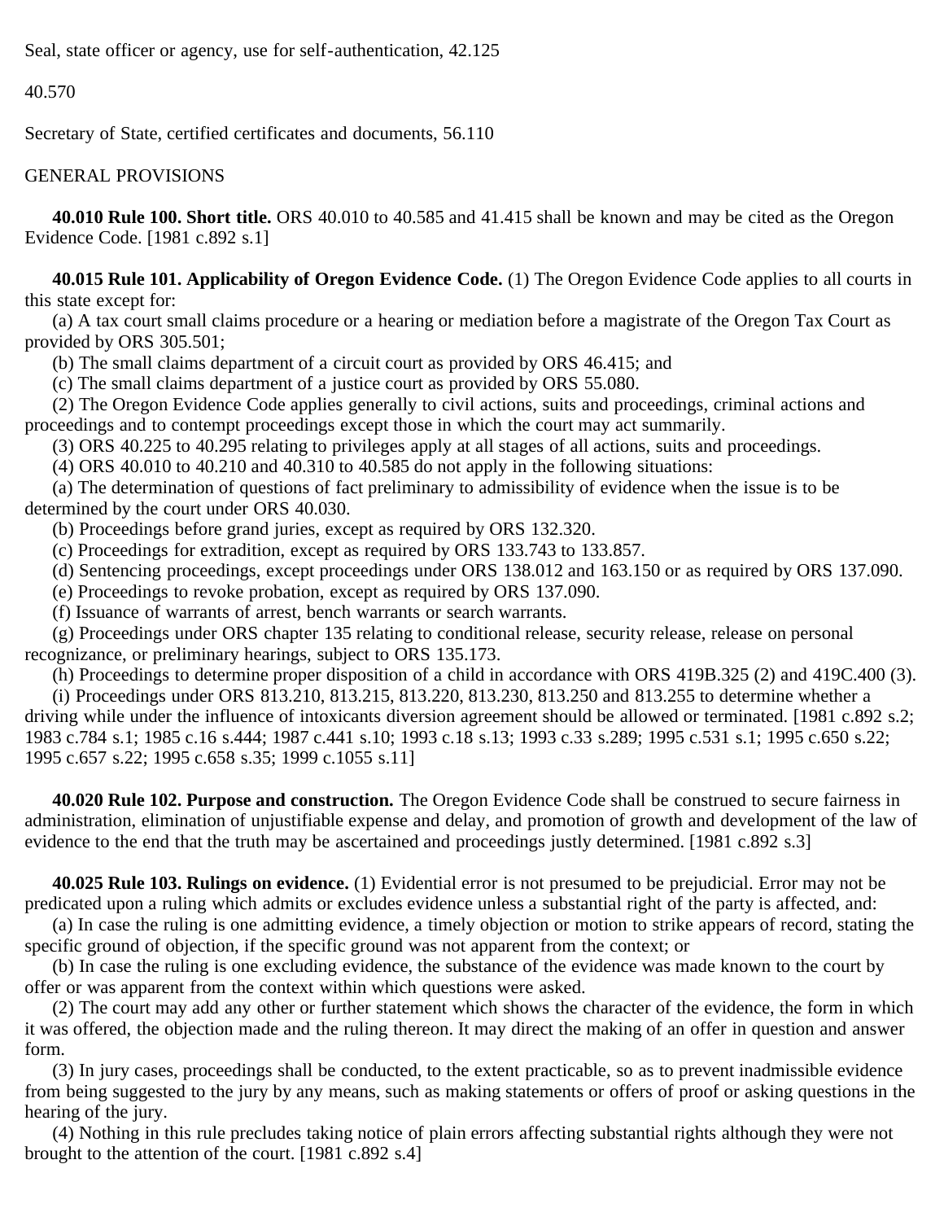Seal, state officer or agency, use for self-authentication, 42.125

40.570

Secretary of State, certified certificates and documents, 56.110

GENERAL PROVISIONS

**40.010 Rule 100. Short title.** ORS 40.010 to 40.585 and 41.415 shall be known and may be cited as the Oregon Evidence Code. [1981 c.892 s.1]

**40.015 Rule 101. Applicability of Oregon Evidence Code.** (1) The Oregon Evidence Code applies to all courts in this state except for:

(a) A tax court small claims procedure or a hearing or mediation before a magistrate of the Oregon Tax Court as provided by ORS 305.501;

(b) The small claims department of a circuit court as provided by ORS 46.415; and

(c) The small claims department of a justice court as provided by ORS 55.080.

(2) The Oregon Evidence Code applies generally to civil actions, suits and proceedings, criminal actions and proceedings and to contempt proceedings except those in which the court may act summarily.

(3) ORS 40.225 to 40.295 relating to privileges apply at all stages of all actions, suits and proceedings.

(4) ORS 40.010 to 40.210 and 40.310 to 40.585 do not apply in the following situations:

(a) The determination of questions of fact preliminary to admissibility of evidence when the issue is to be determined by the court under ORS 40.030.

(b) Proceedings before grand juries, except as required by ORS 132.320.

(c) Proceedings for extradition, except as required by ORS 133.743 to 133.857.

(d) Sentencing proceedings, except proceedings under ORS 138.012 and 163.150 or as required by ORS 137.090.

(e) Proceedings to revoke probation, except as required by ORS 137.090.

(f) Issuance of warrants of arrest, bench warrants or search warrants.

(g) Proceedings under ORS chapter 135 relating to conditional release, security release, release on personal recognizance, or preliminary hearings, subject to ORS 135.173.

(h) Proceedings to determine proper disposition of a child in accordance with ORS 419B.325 (2) and 419C.400 (3).

(i) Proceedings under ORS 813.210, 813.215, 813.220, 813.230, 813.250 and 813.255 to determine whether a driving while under the influence of intoxicants diversion agreement should be allowed or terminated. [1981 c.892 s.2; 1983 c.784 s.1; 1985 c.16 s.444; 1987 c.441 s.10; 1993 c.18 s.13; 1993 c.33 s.289; 1995 c.531 s.1; 1995 c.650 s.22; 1995 c.657 s.22; 1995 c.658 s.35; 1999 c.1055 s.11]

**40.020 Rule 102. Purpose and construction.** The Oregon Evidence Code shall be construed to secure fairness in administration, elimination of unjustifiable expense and delay, and promotion of growth and development of the law of evidence to the end that the truth may be ascertained and proceedings justly determined. [1981 c.892 s.3]

**40.025 Rule 103. Rulings on evidence.** (1) Evidential error is not presumed to be prejudicial. Error may not be predicated upon a ruling which admits or excludes evidence unless a substantial right of the party is affected, and:

(a) In case the ruling is one admitting evidence, a timely objection or motion to strike appears of record, stating the specific ground of objection, if the specific ground was not apparent from the context; or

(b) In case the ruling is one excluding evidence, the substance of the evidence was made known to the court by offer or was apparent from the context within which questions were asked.

(2) The court may add any other or further statement which shows the character of the evidence, the form in which it was offered, the objection made and the ruling thereon. It may direct the making of an offer in question and answer form.

(3) In jury cases, proceedings shall be conducted, to the extent practicable, so as to prevent inadmissible evidence from being suggested to the jury by any means, such as making statements or offers of proof or asking questions in the hearing of the jury.

(4) Nothing in this rule precludes taking notice of plain errors affecting substantial rights although they were not brought to the attention of the court. [1981 c.892 s.4]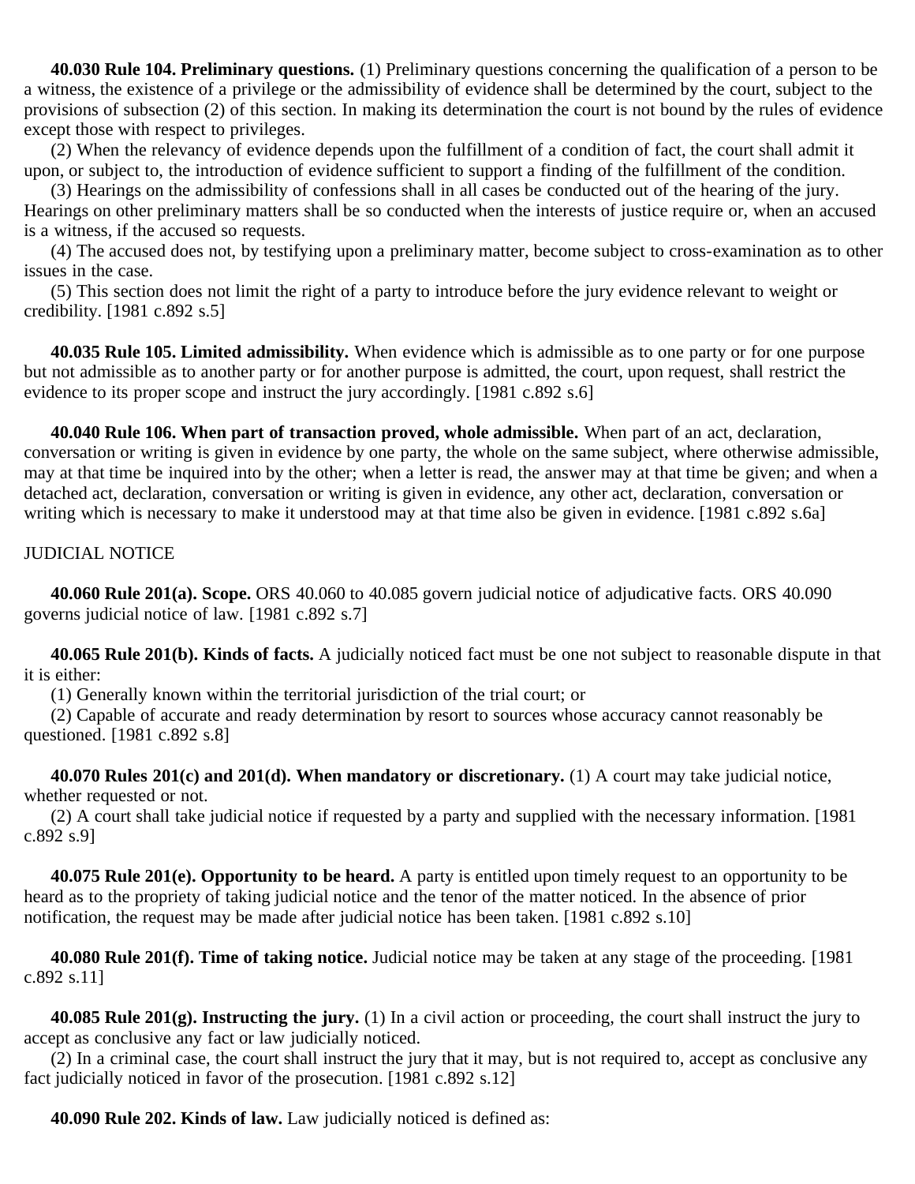**40.030 Rule 104. Preliminary questions.** (1) Preliminary questions concerning the qualification of a person to be a witness, the existence of a privilege or the admissibility of evidence shall be determined by the court, subject to the provisions of subsection (2) of this section. In making its determination the court is not bound by the rules of evidence except those with respect to privileges.

(2) When the relevancy of evidence depends upon the fulfillment of a condition of fact, the court shall admit it upon, or subject to, the introduction of evidence sufficient to support a finding of the fulfillment of the condition.

(3) Hearings on the admissibility of confessions shall in all cases be conducted out of the hearing of the jury. Hearings on other preliminary matters shall be so conducted when the interests of justice require or, when an accused is a witness, if the accused so requests.

(4) The accused does not, by testifying upon a preliminary matter, become subject to cross-examination as to other issues in the case.

(5) This section does not limit the right of a party to introduce before the jury evidence relevant to weight or credibility. [1981 c.892 s.5]

**40.035 Rule 105. Limited admissibility.** When evidence which is admissible as to one party or for one purpose but not admissible as to another party or for another purpose is admitted, the court, upon request, shall restrict the evidence to its proper scope and instruct the jury accordingly. [1981 c.892 s.6]

**40.040 Rule 106. When part of transaction proved, whole admissible.** When part of an act, declaration, conversation or writing is given in evidence by one party, the whole on the same subject, where otherwise admissible, may at that time be inquired into by the other; when a letter is read, the answer may at that time be given; and when a detached act, declaration, conversation or writing is given in evidence, any other act, declaration, conversation or writing which is necessary to make it understood may at that time also be given in evidence. [1981 c.892 s.6a]

JUDICIAL NOTICE

**40.060 Rule 201(a). Scope.** ORS 40.060 to 40.085 govern judicial notice of adjudicative facts. ORS 40.090 governs judicial notice of law. [1981 c.892 s.7]

**40.065 Rule 201(b). Kinds of facts.** A judicially noticed fact must be one not subject to reasonable dispute in that it is either:

(1) Generally known within the territorial jurisdiction of the trial court; or

(2) Capable of accurate and ready determination by resort to sources whose accuracy cannot reasonably be questioned. [1981 c.892 s.8]

**40.070 Rules 201(c) and 201(d). When mandatory or discretionary.** (1) A court may take judicial notice, whether requested or not.

(2) A court shall take judicial notice if requested by a party and supplied with the necessary information. [1981 c.892 s.9]

**40.075 Rule 201(e). Opportunity to be heard.** A party is entitled upon timely request to an opportunity to be heard as to the propriety of taking judicial notice and the tenor of the matter noticed. In the absence of prior notification, the request may be made after judicial notice has been taken. [1981 c.892 s.10]

**40.080 Rule 201(f). Time of taking notice.** Judicial notice may be taken at any stage of the proceeding. [1981 c.892 s.11]

**40.085 Rule 201(g). Instructing the jury.** (1) In a civil action or proceeding, the court shall instruct the jury to accept as conclusive any fact or law judicially noticed.

(2) In a criminal case, the court shall instruct the jury that it may, but is not required to, accept as conclusive any fact judicially noticed in favor of the prosecution. [1981 c.892 s.12]

**40.090 Rule 202. Kinds of law.** Law judicially noticed is defined as: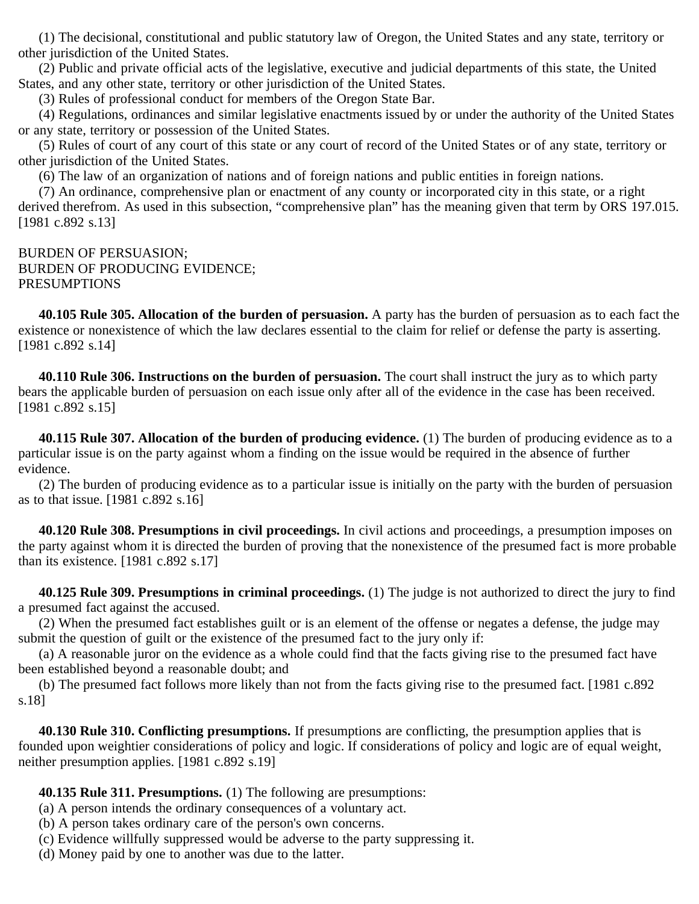(1) The decisional, constitutional and public statutory law of Oregon, the United States and any state, territory or other jurisdiction of the United States.

(2) Public and private official acts of the legislative, executive and judicial departments of this state, the United States, and any other state, territory or other jurisdiction of the United States.

(3) Rules of professional conduct for members of the Oregon State Bar.

(4) Regulations, ordinances and similar legislative enactments issued by or under the authority of the United States or any state, territory or possession of the United States.

(5) Rules of court of any court of this state or any court of record of the United States or of any state, territory or other jurisdiction of the United States.

(6) The law of an organization of nations and of foreign nations and public entities in foreign nations.

(7) An ordinance, comprehensive plan or enactment of any county or incorporated city in this state, or a right derived therefrom. As used in this subsection, "comprehensive plan" has the meaning given that term by ORS 197.015. [1981 c.892 s.13]

BURDEN OF PERSUASION;
BURDEN OF PRODUCING EVIDENCE;
PRESUMPTIONS

**40.105 Rule 305. Allocation of the burden of persuasion.** A party has the burden of persuasion as to each fact the existence or nonexistence of which the law declares essential to the claim for relief or defense the party is asserting. [1981 c.892 s.14]

**40.110 Rule 306. Instructions on the burden of persuasion.** The court shall instruct the jury as to which party bears the applicable burden of persuasion on each issue only after all of the evidence in the case has been received. [1981 c.892 s.15]

**40.115 Rule 307. Allocation of the burden of producing evidence.** (1) The burden of producing evidence as to a particular issue is on the party against whom a finding on the issue would be required in the absence of further evidence.

(2) The burden of producing evidence as to a particular issue is initially on the party with the burden of persuasion as to that issue. [1981 c.892 s.16]

**40.120 Rule 308. Presumptions in civil proceedings.** In civil actions and proceedings, a presumption imposes on the party against whom it is directed the burden of proving that the nonexistence of the presumed fact is more probable than its existence. [1981 c.892 s.17]

**40.125 Rule 309. Presumptions in criminal proceedings.** (1) The judge is not authorized to direct the jury to find a presumed fact against the accused.

(2) When the presumed fact establishes guilt or is an element of the offense or negates a defense, the judge may submit the question of guilt or the existence of the presumed fact to the jury only if:

(a) A reasonable juror on the evidence as a whole could find that the facts giving rise to the presumed fact have been established beyond a reasonable doubt; and

(b) The presumed fact follows more likely than not from the facts giving rise to the presumed fact. [1981 c.892 s.18]

**40.130 Rule 310. Conflicting presumptions.** If presumptions are conflicting, the presumption applies that is founded upon weightier considerations of policy and logic. If considerations of policy and logic are of equal weight, neither presumption applies. [1981 c.892 s.19]

**40.135 Rule 311. Presumptions.** (1) The following are presumptions:

(a) A person intends the ordinary consequences of a voluntary act.

(b) A person takes ordinary care of the person's own concerns.

(c) Evidence willfully suppressed would be adverse to the party suppressing it.

(d) Money paid by one to another was due to the latter.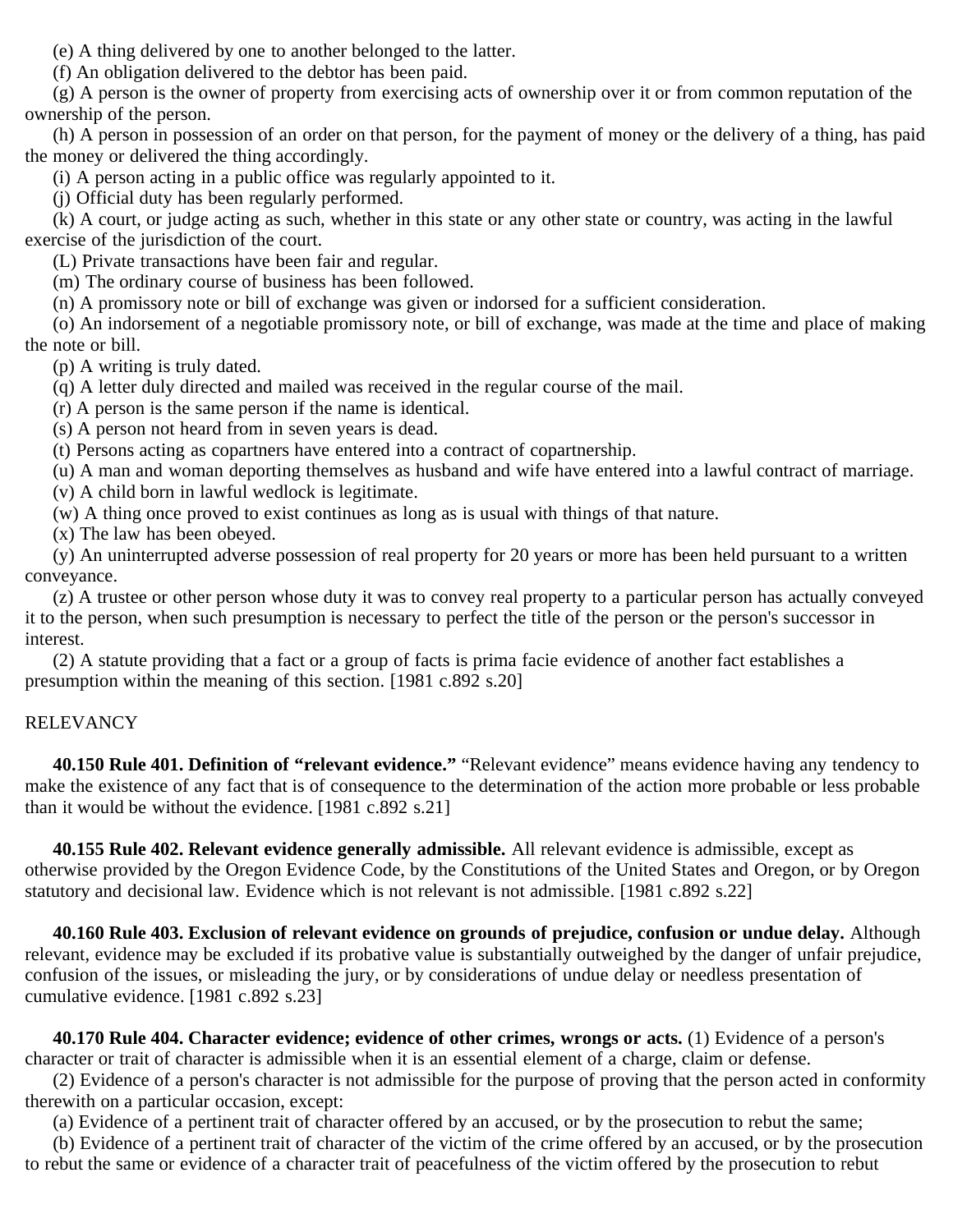(e) A thing delivered by one to another belonged to the latter.

(f) An obligation delivered to the debtor has been paid.

(g) A person is the owner of property from exercising acts of ownership over it or from common reputation of the ownership of the person.

(h) A person in possession of an order on that person, for the payment of money or the delivery of a thing, has paid the money or delivered the thing accordingly.

(i) A person acting in a public office was regularly appointed to it.

(j) Official duty has been regularly performed.

(k) A court, or judge acting as such, whether in this state or any other state or country, was acting in the lawful exercise of the jurisdiction of the court.

(L) Private transactions have been fair and regular.

(m) The ordinary course of business has been followed.

(n) A promissory note or bill of exchange was given or indorsed for a sufficient consideration.

(o) An indorsement of a negotiable promissory note, or bill of exchange, was made at the time and place of making the note or bill.

(p) A writing is truly dated.

(q) A letter duly directed and mailed was received in the regular course of the mail.

(r) A person is the same person if the name is identical.

(s) A person not heard from in seven years is dead.

(t) Persons acting as copartners have entered into a contract of copartnership.

(u) A man and woman deporting themselves as husband and wife have entered into a lawful contract of marriage.

(v) A child born in lawful wedlock is legitimate.

(w) A thing once proved to exist continues as long as is usual with things of that nature.

(x) The law has been obeyed.

(y) An uninterrupted adverse possession of real property for 20 years or more has been held pursuant to a written conveyance.

(z) A trustee or other person whose duty it was to convey real property to a particular person has actually conveyed it to the person, when such presumption is necessary to perfect the title of the person or the person's successor in interest.

(2) A statute providing that a fact or a group of facts is prima facie evidence of another fact establishes a presumption within the meaning of this section. [1981 c.892 s.20]

RELEVANCY

**40.150 Rule 401. Definition of "relevant evidence."** "Relevant evidence" means evidence having any tendency to make the existence of any fact that is of consequence to the determination of the action more probable or less probable than it would be without the evidence. [1981 c.892 s.21]

**40.155 Rule 402. Relevant evidence generally admissible.** All relevant evidence is admissible, except as otherwise provided by the Oregon Evidence Code, by the Constitutions of the United States and Oregon, or by Oregon statutory and decisional law. Evidence which is not relevant is not admissible. [1981 c.892 s.22]

**40.160 Rule 403. Exclusion of relevant evidence on grounds of prejudice, confusion or undue delay.** Although relevant, evidence may be excluded if its probative value is substantially outweighed by the danger of unfair prejudice, confusion of the issues, or misleading the jury, or by considerations of undue delay or needless presentation of cumulative evidence. [1981 c.892 s.23]

**40.170 Rule 404. Character evidence; evidence of other crimes, wrongs or acts.** (1) Evidence of a person's character or trait of character is admissible when it is an essential element of a charge, claim or defense.

(2) Evidence of a person's character is not admissible for the purpose of proving that the person acted in conformity therewith on a particular occasion, except:

(a) Evidence of a pertinent trait of character offered by an accused, or by the prosecution to rebut the same;

(b) Evidence of a pertinent trait of character of the victim of the crime offered by an accused, or by the prosecution to rebut the same or evidence of a character trait of peacefulness of the victim offered by the prosecution to rebut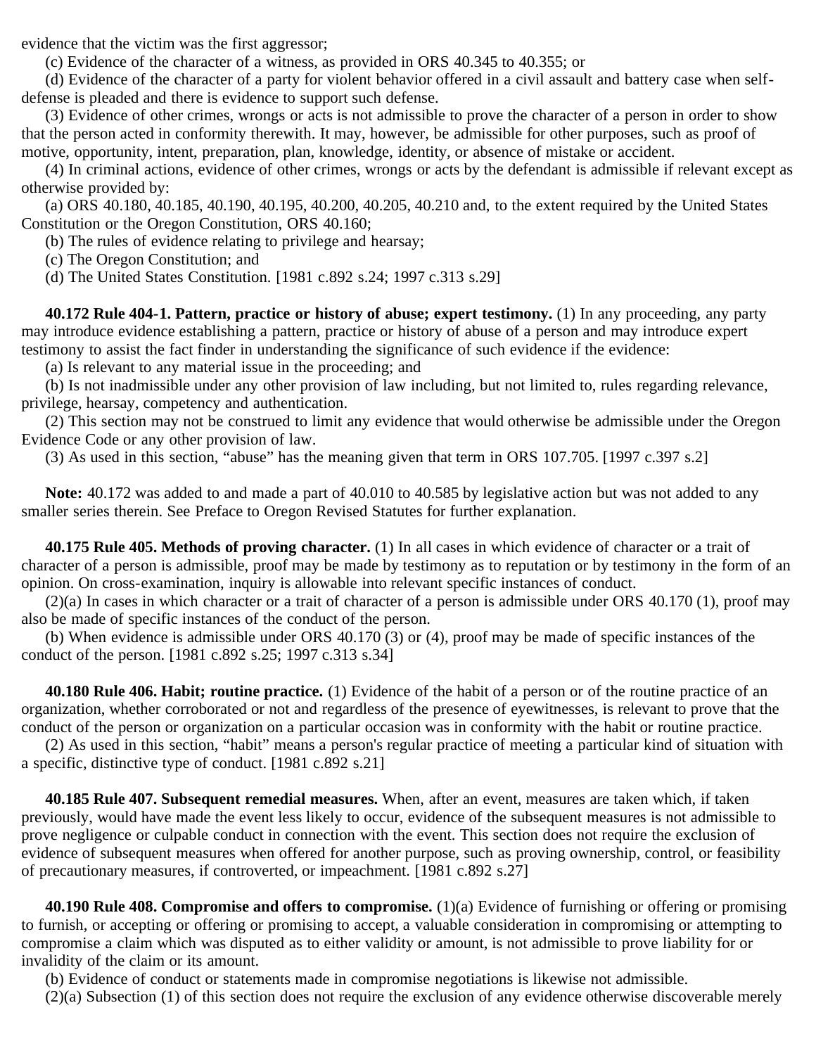evidence that the victim was the first aggressor;

(c) Evidence of the character of a witness, as provided in ORS 40.345 to 40.355; or

(d) Evidence of the character of a party for violent behavior offered in a civil assault and battery case when self-defense is pleaded and there is evidence to support such defense.

(3) Evidence of other crimes, wrongs or acts is not admissible to prove the character of a person in order to show that the person acted in conformity therewith. It may, however, be admissible for other purposes, such as proof of motive, opportunity, intent, preparation, plan, knowledge, identity, or absence of mistake or accident.

(4) In criminal actions, evidence of other crimes, wrongs or acts by the defendant is admissible if relevant except as otherwise provided by:

(a) ORS 40.180, 40.185, 40.190, 40.195, 40.200, 40.205, 40.210 and, to the extent required by the United States Constitution or the Oregon Constitution, ORS 40.160;

(b) The rules of evidence relating to privilege and hearsay;

(c) The Oregon Constitution; and

(d) The United States Constitution. [1981 c.892 s.24; 1997 c.313 s.29]

**40.172 Rule 404-1. Pattern, practice or history of abuse; expert testimony.** (1) In any proceeding, any party may introduce evidence establishing a pattern, practice or history of abuse of a person and may introduce expert testimony to assist the fact finder in understanding the significance of such evidence if the evidence:

(a) Is relevant to any material issue in the proceeding; and

(b) Is not inadmissible under any other provision of law including, but not limited to, rules regarding relevance, privilege, hearsay, competency and authentication.

(2) This section may not be construed to limit any evidence that would otherwise be admissible under the Oregon Evidence Code or any other provision of law.

(3) As used in this section, "abuse" has the meaning given that term in ORS 107.705. [1997 c.397 s.2]

**Note:** 40.172 was added to and made a part of 40.010 to 40.585 by legislative action but was not added to any smaller series therein. See Preface to Oregon Revised Statutes for further explanation.

**40.175 Rule 405. Methods of proving character.** (1) In all cases in which evidence of character or a trait of character of a person is admissible, proof may be made by testimony as to reputation or by testimony in the form of an opinion. On cross-examination, inquiry is allowable into relevant specific instances of conduct.

(2)(a) In cases in which character or a trait of character of a person is admissible under ORS 40.170 (1), proof may also be made of specific instances of the conduct of the person.

(b) When evidence is admissible under ORS 40.170 (3) or (4), proof may be made of specific instances of the conduct of the person. [1981 c.892 s.25; 1997 c.313 s.34]

**40.180 Rule 406. Habit; routine practice.** (1) Evidence of the habit of a person or of the routine practice of an organization, whether corroborated or not and regardless of the presence of eyewitnesses, is relevant to prove that the conduct of the person or organization on a particular occasion was in conformity with the habit or routine practice.

(2) As used in this section, "habit" means a person's regular practice of meeting a particular kind of situation with a specific, distinctive type of conduct. [1981 c.892 s.21]

**40.185 Rule 407. Subsequent remedial measures.** When, after an event, measures are taken which, if taken previously, would have made the event less likely to occur, evidence of the subsequent measures is not admissible to prove negligence or culpable conduct in connection with the event. This section does not require the exclusion of evidence of subsequent measures when offered for another purpose, such as proving ownership, control, or feasibility of precautionary measures, if controverted, or impeachment. [1981 c.892 s.27]

**40.190 Rule 408. Compromise and offers to compromise.** (1)(a) Evidence of furnishing or offering or promising to furnish, or accepting or offering or promising to accept, a valuable consideration in compromising or attempting to compromise a claim which was disputed as to either validity or amount, is not admissible to prove liability for or invalidity of the claim or its amount.

(b) Evidence of conduct or statements made in compromise negotiations is likewise not admissible.

(2)(a) Subsection (1) of this section does not require the exclusion of any evidence otherwise discoverable merely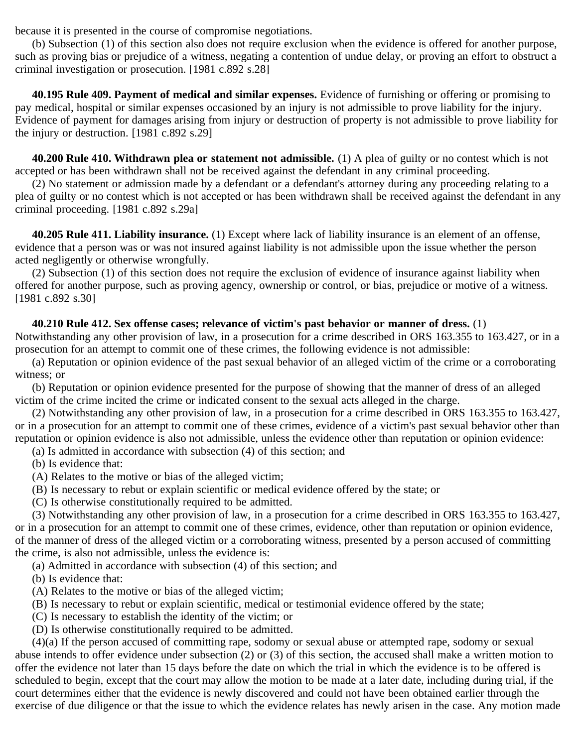because it is presented in the course of compromise negotiations.

(b) Subsection (1) of this section also does not require exclusion when the evidence is offered for another purpose, such as proving bias or prejudice of a witness, negating a contention of undue delay, or proving an effort to obstruct a criminal investigation or prosecution. [1981 c.892 s.28]

**40.195 Rule 409. Payment of medical and similar expenses.** Evidence of furnishing or offering or promising to pay medical, hospital or similar expenses occasioned by an injury is not admissible to prove liability for the injury. Evidence of payment for damages arising from injury or destruction of property is not admissible to prove liability for the injury or destruction. [1981 c.892 s.29]

**40.200 Rule 410. Withdrawn plea or statement not admissible.** (1) A plea of guilty or no contest which is not accepted or has been withdrawn shall not be received against the defendant in any criminal proceeding.

(2) No statement or admission made by a defendant or a defendant's attorney during any proceeding relating to a plea of guilty or no contest which is not accepted or has been withdrawn shall be received against the defendant in any criminal proceeding. [1981 c.892 s.29a]

**40.205 Rule 411. Liability insurance.** (1) Except where lack of liability insurance is an element of an offense, evidence that a person was or was not insured against liability is not admissible upon the issue whether the person acted negligently or otherwise wrongfully.

(2) Subsection (1) of this section does not require the exclusion of evidence of insurance against liability when offered for another purpose, such as proving agency, ownership or control, or bias, prejudice or motive of a witness. [1981 c.892 s.30]

**40.210 Rule 412. Sex offense cases; relevance of victim's past behavior or manner of dress.** (1) Notwithstanding any other provision of law, in a prosecution for a crime described in ORS 163.355 to 163.427, or in a prosecution for an attempt to commit one of these crimes, the following evidence is not admissible:

(a) Reputation or opinion evidence of the past sexual behavior of an alleged victim of the crime or a corroborating witness; or

(b) Reputation or opinion evidence presented for the purpose of showing that the manner of dress of an alleged victim of the crime incited the crime or indicated consent to the sexual acts alleged in the charge.

(2) Notwithstanding any other provision of law, in a prosecution for a crime described in ORS 163.355 to 163.427, or in a prosecution for an attempt to commit one of these crimes, evidence of a victim's past sexual behavior other than reputation or opinion evidence is also not admissible, unless the evidence other than reputation or opinion evidence:

(a) Is admitted in accordance with subsection (4) of this section; and

(b) Is evidence that:

(A) Relates to the motive or bias of the alleged victim;

(B) Is necessary to rebut or explain scientific or medical evidence offered by the state; or

(C) Is otherwise constitutionally required to be admitted.

(3) Notwithstanding any other provision of law, in a prosecution for a crime described in ORS 163.355 to 163.427, or in a prosecution for an attempt to commit one of these crimes, evidence, other than reputation or opinion evidence, of the manner of dress of the alleged victim or a corroborating witness, presented by a person accused of committing the crime, is also not admissible, unless the evidence is:

(a) Admitted in accordance with subsection (4) of this section; and

(b) Is evidence that:

(A) Relates to the motive or bias of the alleged victim;

(B) Is necessary to rebut or explain scientific, medical or testimonial evidence offered by the state;

(C) Is necessary to establish the identity of the victim; or

(D) Is otherwise constitutionally required to be admitted.

(4)(a) If the person accused of committing rape, sodomy or sexual abuse or attempted rape, sodomy or sexual abuse intends to offer evidence under subsection (2) or (3) of this section, the accused shall make a written motion to offer the evidence not later than 15 days before the date on which the trial in which the evidence is to be offered is scheduled to begin, except that the court may allow the motion to be made at a later date, including during trial, if the court determines either that the evidence is newly discovered and could not have been obtained earlier through the exercise of due diligence or that the issue to which the evidence relates has newly arisen in the case. Any motion made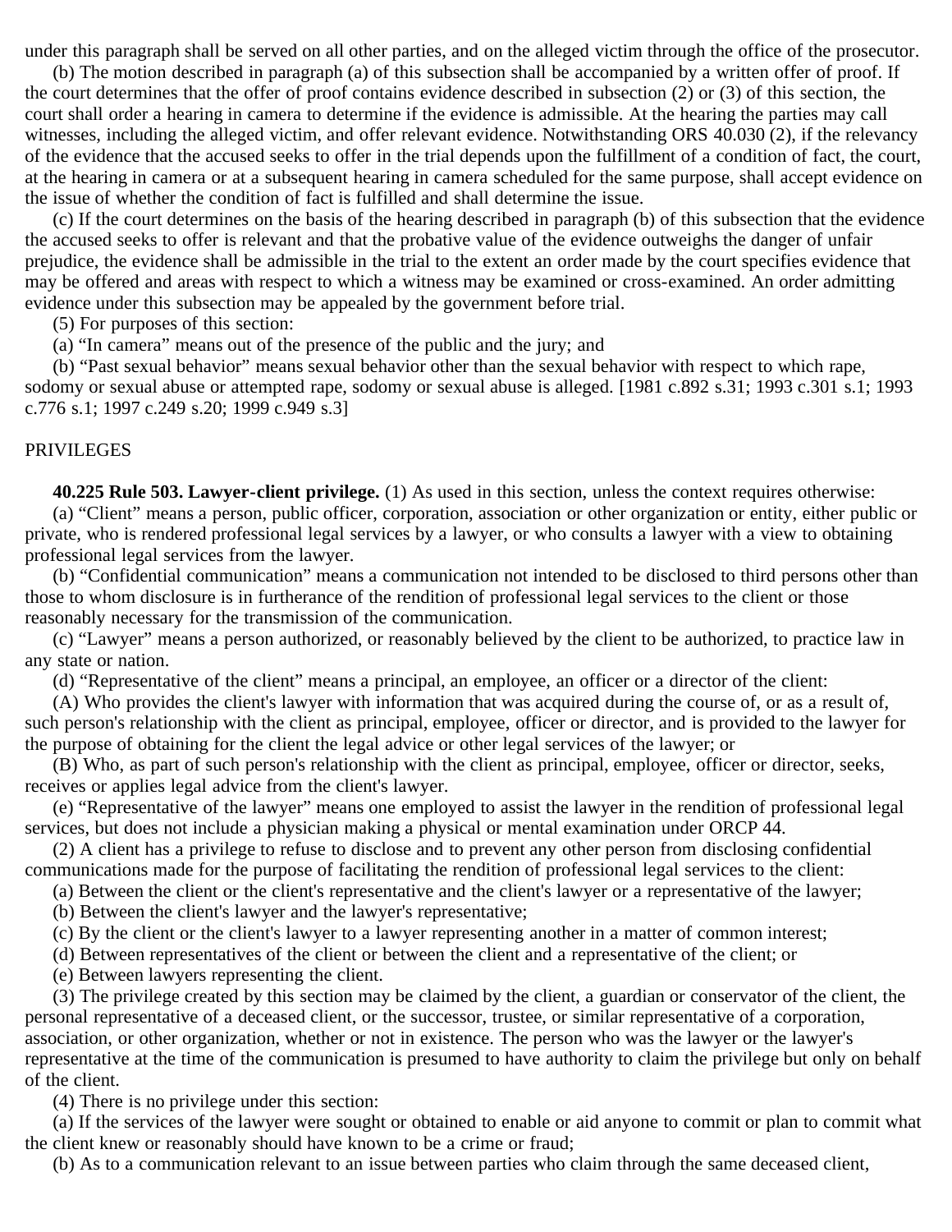under this paragraph shall be served on all other parties, and on the alleged victim through the office of the prosecutor.

(b) The motion described in paragraph (a) of this subsection shall be accompanied by a written offer of proof. If the court determines that the offer of proof contains evidence described in subsection (2) or (3) of this section, the court shall order a hearing in camera to determine if the evidence is admissible. At the hearing the parties may call witnesses, including the alleged victim, and offer relevant evidence. Notwithstanding ORS 40.030 (2), if the relevancy of the evidence that the accused seeks to offer in the trial depends upon the fulfillment of a condition of fact, the court, at the hearing in camera or at a subsequent hearing in camera scheduled for the same purpose, shall accept evidence on the issue of whether the condition of fact is fulfilled and shall determine the issue.

(c) If the court determines on the basis of the hearing described in paragraph (b) of this subsection that the evidence the accused seeks to offer is relevant and that the probative value of the evidence outweighs the danger of unfair prejudice, the evidence shall be admissible in the trial to the extent an order made by the court specifies evidence that may be offered and areas with respect to which a witness may be examined or cross-examined. An order admitting evidence under this subsection may be appealed by the government before trial.

(5) For purposes of this section:

(a) "In camera" means out of the presence of the public and the jury; and

(b) "Past sexual behavior" means sexual behavior other than the sexual behavior with respect to which rape, sodomy or sexual abuse or attempted rape, sodomy or sexual abuse is alleged. [1981 c.892 s.31; 1993 c.301 s.1; 1993 c.776 s.1; 1997 c.249 s.20; 1999 c.949 s.3]

PRIVILEGES

**40.225 Rule 503. Lawyer-client privilege.** (1) As used in this section, unless the context requires otherwise:

(a) "Client" means a person, public officer, corporation, association or other organization or entity, either public or private, who is rendered professional legal services by a lawyer, or who consults a lawyer with a view to obtaining professional legal services from the lawyer.

(b) "Confidential communication" means a communication not intended to be disclosed to third persons other than those to whom disclosure is in furtherance of the rendition of professional legal services to the client or those reasonably necessary for the transmission of the communication.

(c) "Lawyer" means a person authorized, or reasonably believed by the client to be authorized, to practice law in any state or nation.

(d) "Representative of the client" means a principal, an employee, an officer or a director of the client:

(A) Who provides the client's lawyer with information that was acquired during the course of, or as a result of, such person's relationship with the client as principal, employee, officer or director, and is provided to the lawyer for the purpose of obtaining for the client the legal advice or other legal services of the lawyer; or

(B) Who, as part of such person's relationship with the client as principal, employee, officer or director, seeks, receives or applies legal advice from the client's lawyer.

(e) "Representative of the lawyer" means one employed to assist the lawyer in the rendition of professional legal services, but does not include a physician making a physical or mental examination under ORCP 44.

(2) A client has a privilege to refuse to disclose and to prevent any other person from disclosing confidential communications made for the purpose of facilitating the rendition of professional legal services to the client:

(a) Between the client or the client's representative and the client's lawyer or a representative of the lawyer;

(b) Between the client's lawyer and the lawyer's representative;

(c) By the client or the client's lawyer to a lawyer representing another in a matter of common interest;

(d) Between representatives of the client or between the client and a representative of the client; or

(e) Between lawyers representing the client.

(3) The privilege created by this section may be claimed by the client, a guardian or conservator of the client, the personal representative of a deceased client, or the successor, trustee, or similar representative of a corporation, association, or other organization, whether or not in existence. The person who was the lawyer or the lawyer's representative at the time of the communication is presumed to have authority to claim the privilege but only on behalf of the client.

(4) There is no privilege under this section:

(a) If the services of the lawyer were sought or obtained to enable or aid anyone to commit or plan to commit what the client knew or reasonably should have known to be a crime or fraud;

(b) As to a communication relevant to an issue between parties who claim through the same deceased client,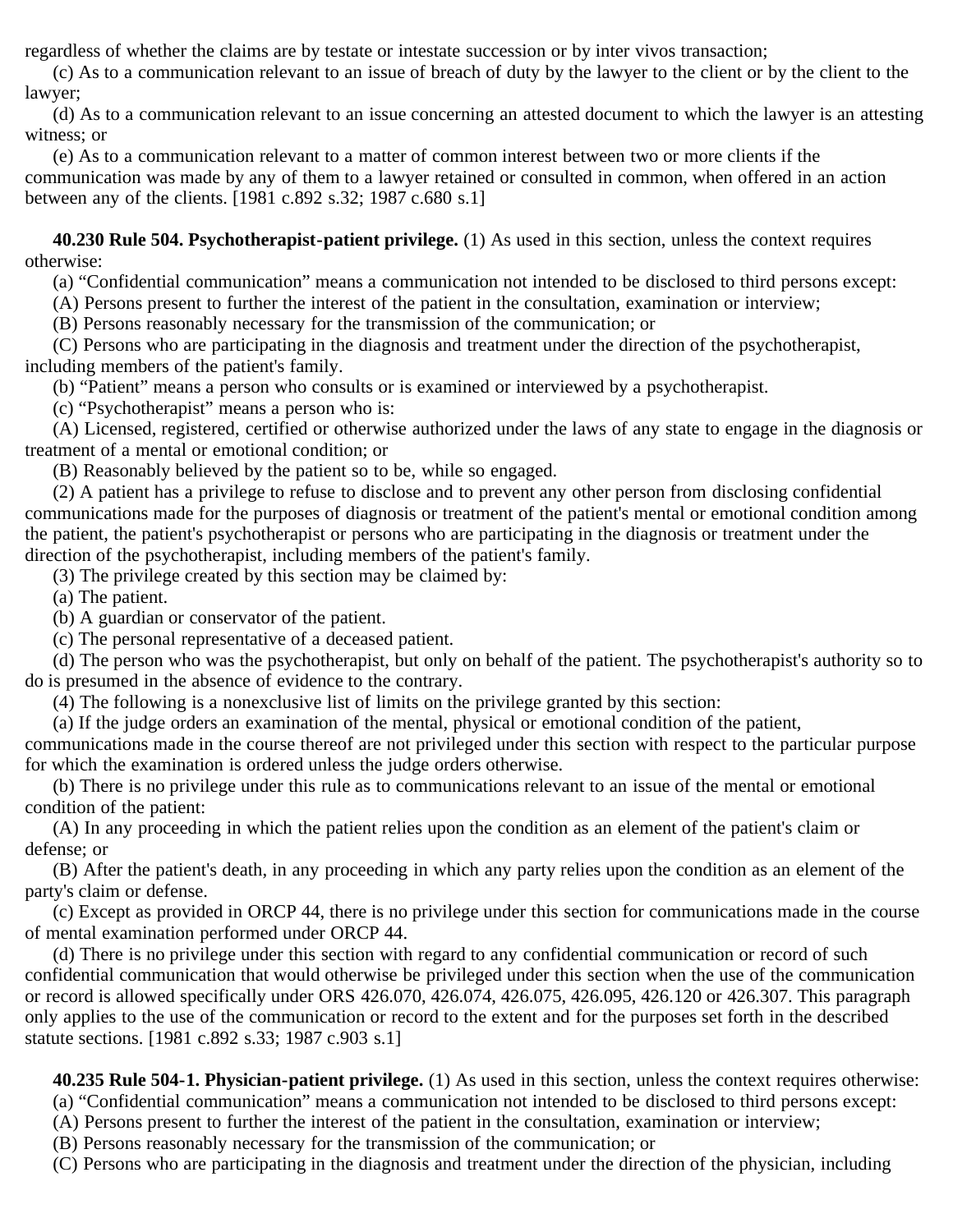regardless of whether the claims are by testate or intestate succession or by inter vivos transaction;

(c) As to a communication relevant to an issue of breach of duty by the lawyer to the client or by the client to the lawyer;

(d) As to a communication relevant to an issue concerning an attested document to which the lawyer is an attesting witness; or

(e) As to a communication relevant to a matter of common interest between two or more clients if the communication was made by any of them to a lawyer retained or consulted in common, when offered in an action between any of the clients. [1981 c.892 s.32; 1987 c.680 s.1]

**40.230 Rule 504. Psychotherapist-patient privilege.** (1) As used in this section, unless the context requires otherwise:

(a) "Confidential communication" means a communication not intended to be disclosed to third persons except:

(A) Persons present to further the interest of the patient in the consultation, examination or interview;

(B) Persons reasonably necessary for the transmission of the communication; or

(C) Persons who are participating in the diagnosis and treatment under the direction of the psychotherapist, including members of the patient's family.

(b) "Patient" means a person who consults or is examined or interviewed by a psychotherapist.

(c) "Psychotherapist" means a person who is:

(A) Licensed, registered, certified or otherwise authorized under the laws of any state to engage in the diagnosis or treatment of a mental or emotional condition; or

(B) Reasonably believed by the patient so to be, while so engaged.

(2) A patient has a privilege to refuse to disclose and to prevent any other person from disclosing confidential communications made for the purposes of diagnosis or treatment of the patient's mental or emotional condition among the patient, the patient's psychotherapist or persons who are participating in the diagnosis or treatment under the direction of the psychotherapist, including members of the patient's family.

(3) The privilege created by this section may be claimed by:

(a) The patient.

(b) A guardian or conservator of the patient.

(c) The personal representative of a deceased patient.

(d) The person who was the psychotherapist, but only on behalf of the patient. The psychotherapist's authority so to do is presumed in the absence of evidence to the contrary.

(4) The following is a nonexclusive list of limits on the privilege granted by this section:

(a) If the judge orders an examination of the mental, physical or emotional condition of the patient, communications made in the course thereof are not privileged under this section with respect to the particular purpose for which the examination is ordered unless the judge orders otherwise.

(b) There is no privilege under this rule as to communications relevant to an issue of the mental or emotional condition of the patient:

(A) In any proceeding in which the patient relies upon the condition as an element of the patient's claim or defense; or

(B) After the patient's death, in any proceeding in which any party relies upon the condition as an element of the party's claim or defense.

(c) Except as provided in ORCP 44, there is no privilege under this section for communications made in the course of mental examination performed under ORCP 44.

(d) There is no privilege under this section with regard to any confidential communication or record of such confidential communication that would otherwise be privileged under this section when the use of the communication or record is allowed specifically under ORS 426.070, 426.074, 426.075, 426.095, 426.120 or 426.307. This paragraph only applies to the use of the communication or record to the extent and for the purposes set forth in the described statute sections. [1981 c.892 s.33; 1987 c.903 s.1]

**40.235 Rule 504-1. Physician-patient privilege.** (1) As used in this section, unless the context requires otherwise:

(a) "Confidential communication" means a communication not intended to be disclosed to third persons except:

(A) Persons present to further the interest of the patient in the consultation, examination or interview;

(B) Persons reasonably necessary for the transmission of the communication; or

(C) Persons who are participating in the diagnosis and treatment under the direction of the physician, including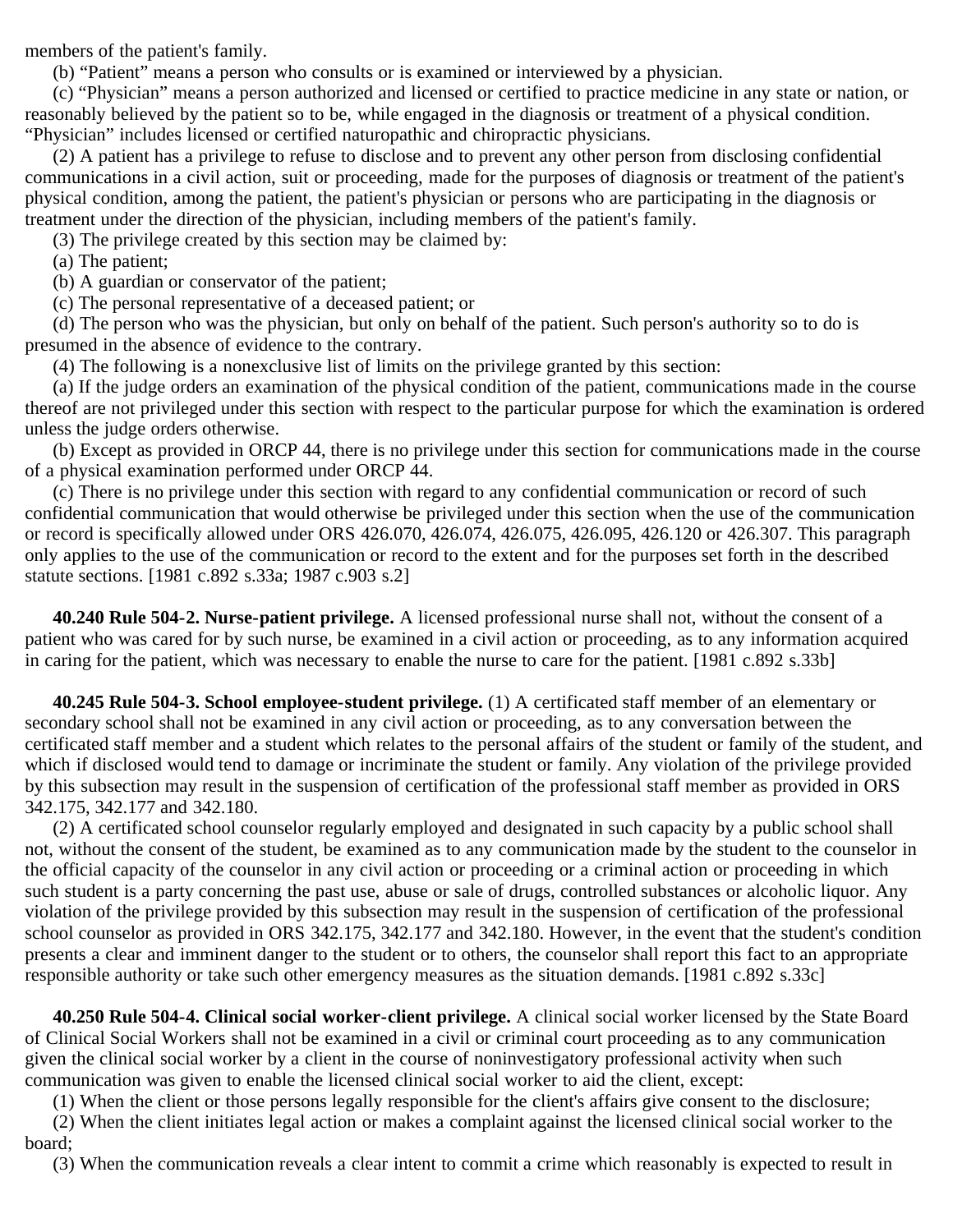members of the patient's family.

(b) "Patient" means a person who consults or is examined or interviewed by a physician.

(c) "Physician" means a person authorized and licensed or certified to practice medicine in any state or nation, or reasonably believed by the patient so to be, while engaged in the diagnosis or treatment of a physical condition. "Physician" includes licensed or certified naturopathic and chiropractic physicians.

(2) A patient has a privilege to refuse to disclose and to prevent any other person from disclosing confidential communications in a civil action, suit or proceeding, made for the purposes of diagnosis or treatment of the patient's physical condition, among the patient, the patient's physician or persons who are participating in the diagnosis or treatment under the direction of the physician, including members of the patient's family.

(3) The privilege created by this section may be claimed by:

(a) The patient;

(b) A guardian or conservator of the patient;

(c) The personal representative of a deceased patient; or

(d) The person who was the physician, but only on behalf of the patient. Such person's authority so to do is presumed in the absence of evidence to the contrary.

(4) The following is a nonexclusive list of limits on the privilege granted by this section:

(a) If the judge orders an examination of the physical condition of the patient, communications made in the course thereof are not privileged under this section with respect to the particular purpose for which the examination is ordered unless the judge orders otherwise.

(b) Except as provided in ORCP 44, there is no privilege under this section for communications made in the course of a physical examination performed under ORCP 44.

(c) There is no privilege under this section with regard to any confidential communication or record of such confidential communication that would otherwise be privileged under this section when the use of the communication or record is specifically allowed under ORS 426.070, 426.074, 426.075, 426.095, 426.120 or 426.307. This paragraph only applies to the use of the communication or record to the extent and for the purposes set forth in the described statute sections. [1981 c.892 s.33a; 1987 c.903 s.2]

**40.240 Rule 504-2. Nurse-patient privilege.** A licensed professional nurse shall not, without the consent of a patient who was cared for by such nurse, be examined in a civil action or proceeding, as to any information acquired in caring for the patient, which was necessary to enable the nurse to care for the patient. [1981 c.892 s.33b]

**40.245 Rule 504-3. School employee-student privilege.** (1) A certificated staff member of an elementary or secondary school shall not be examined in any civil action or proceeding, as to any conversation between the certificated staff member and a student which relates to the personal affairs of the student or family of the student, and which if disclosed would tend to damage or incriminate the student or family. Any violation of the privilege provided by this subsection may result in the suspension of certification of the professional staff member as provided in ORS 342.175, 342.177 and 342.180.

(2) A certificated school counselor regularly employed and designated in such capacity by a public school shall not, without the consent of the student, be examined as to any communication made by the student to the counselor in the official capacity of the counselor in any civil action or proceeding or a criminal action or proceeding in which such student is a party concerning the past use, abuse or sale of drugs, controlled substances or alcoholic liquor. Any violation of the privilege provided by this subsection may result in the suspension of certification of the professional school counselor as provided in ORS 342.175, 342.177 and 342.180. However, in the event that the student's condition presents a clear and imminent danger to the student or to others, the counselor shall report this fact to an appropriate responsible authority or take such other emergency measures as the situation demands. [1981 c.892 s.33c]

**40.250 Rule 504-4. Clinical social worker-client privilege.** A clinical social worker licensed by the State Board of Clinical Social Workers shall not be examined in a civil or criminal court proceeding as to any communication given the clinical social worker by a client in the course of noninvestigatory professional activity when such communication was given to enable the licensed clinical social worker to aid the client, except:

(1) When the client or those persons legally responsible for the client's affairs give consent to the disclosure;

(2) When the client initiates legal action or makes a complaint against the licensed clinical social worker to the board;

(3) When the communication reveals a clear intent to commit a crime which reasonably is expected to result in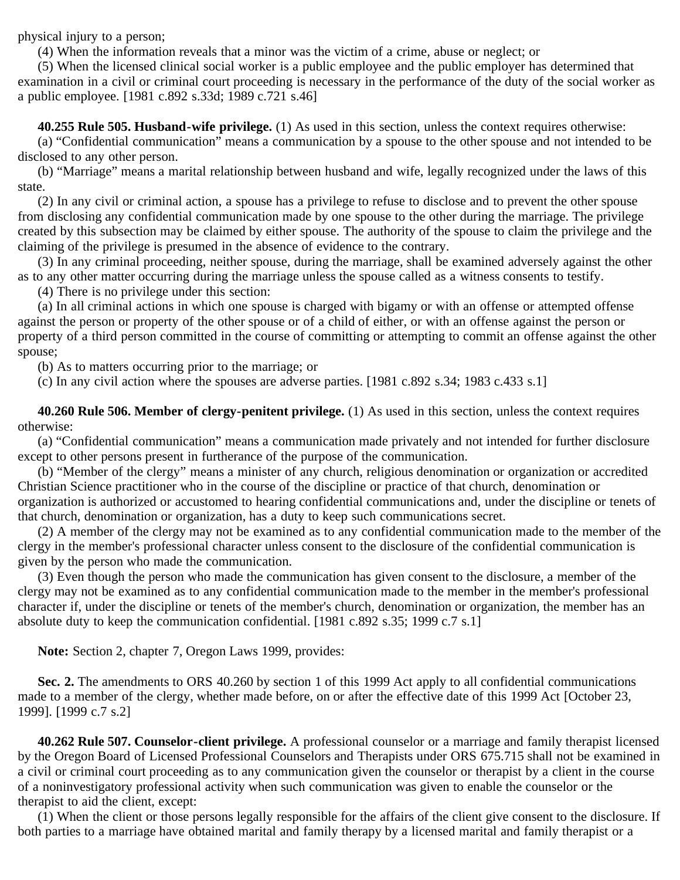physical injury to a person;

(4) When the information reveals that a minor was the victim of a crime, abuse or neglect; or

(5) When the licensed clinical social worker is a public employee and the public employer has determined that examination in a civil or criminal court proceeding is necessary in the performance of the duty of the social worker as a public employee. [1981 c.892 s.33d; 1989 c.721 s.46]

**40.255 Rule 505. Husband-wife privilege.** (1) As used in this section, unless the context requires otherwise:

(a) "Confidential communication" means a communication by a spouse to the other spouse and not intended to be disclosed to any other person.

(b) "Marriage" means a marital relationship between husband and wife, legally recognized under the laws of this state.

(2) In any civil or criminal action, a spouse has a privilege to refuse to disclose and to prevent the other spouse from disclosing any confidential communication made by one spouse to the other during the marriage. The privilege created by this subsection may be claimed by either spouse. The authority of the spouse to claim the privilege and the claiming of the privilege is presumed in the absence of evidence to the contrary.

(3) In any criminal proceeding, neither spouse, during the marriage, shall be examined adversely against the other as to any other matter occurring during the marriage unless the spouse called as a witness consents to testify.

(4) There is no privilege under this section:

(a) In all criminal actions in which one spouse is charged with bigamy or with an offense or attempted offense against the person or property of the other spouse or of a child of either, or with an offense against the person or property of a third person committed in the course of committing or attempting to commit an offense against the other spouse;

(b) As to matters occurring prior to the marriage; or

(c) In any civil action where the spouses are adverse parties. [1981 c.892 s.34; 1983 c.433 s.1]

**40.260 Rule 506. Member of clergy-penitent privilege.** (1) As used in this section, unless the context requires otherwise:

(a) "Confidential communication" means a communication made privately and not intended for further disclosure except to other persons present in furtherance of the purpose of the communication.

(b) "Member of the clergy" means a minister of any church, religious denomination or organization or accredited Christian Science practitioner who in the course of the discipline or practice of that church, denomination or organization is authorized or accustomed to hearing confidential communications and, under the discipline or tenets of that church, denomination or organization, has a duty to keep such communications secret.

(2) A member of the clergy may not be examined as to any confidential communication made to the member of the clergy in the member's professional character unless consent to the disclosure of the confidential communication is given by the person who made the communication.

(3) Even though the person who made the communication has given consent to the disclosure, a member of the clergy may not be examined as to any confidential communication made to the member in the member's professional character if, under the discipline or tenets of the member's church, denomination or organization, the member has an absolute duty to keep the communication confidential. [1981 c.892 s.35; 1999 c.7 s.1]

**Note:** Section 2, chapter 7, Oregon Laws 1999, provides:

**Sec. 2.** The amendments to ORS 40.260 by section 1 of this 1999 Act apply to all confidential communications made to a member of the clergy, whether made before, on or after the effective date of this 1999 Act [October 23, 1999]. [1999 c.7 s.2]

**40.262 Rule 507. Counselor-client privilege.** A professional counselor or a marriage and family therapist licensed by the Oregon Board of Licensed Professional Counselors and Therapists under ORS 675.715 shall not be examined in a civil or criminal court proceeding as to any communication given the counselor or therapist by a client in the course of a noninvestigatory professional activity when such communication was given to enable the counselor or the therapist to aid the client, except:

(1) When the client or those persons legally responsible for the affairs of the client give consent to the disclosure. If both parties to a marriage have obtained marital and family therapy by a licensed marital and family therapist or a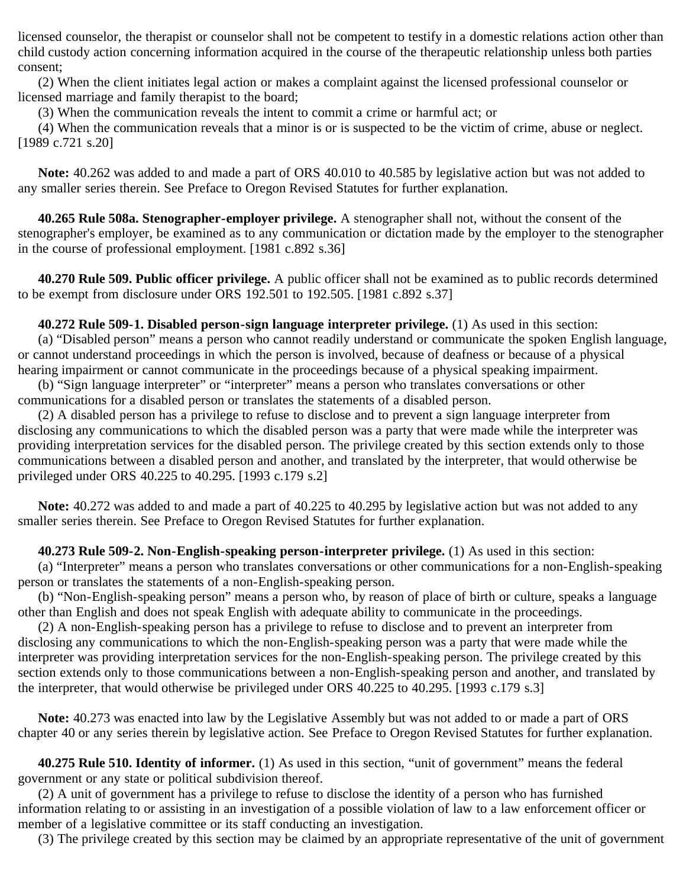licensed counselor, the therapist or counselor shall not be competent to testify in a domestic relations action other than child custody action concerning information acquired in the course of the therapeutic relationship unless both parties consent;

(2) When the client initiates legal action or makes a complaint against the licensed professional counselor or licensed marriage and family therapist to the board;

(3) When the communication reveals the intent to commit a crime or harmful act; or

(4) When the communication reveals that a minor is or is suspected to be the victim of crime, abuse or neglect. [1989 c.721 s.20]

**Note:** 40.262 was added to and made a part of ORS 40.010 to 40.585 by legislative action but was not added to any smaller series therein. See Preface to Oregon Revised Statutes for further explanation.

**40.265 Rule 508a. Stenographer-employer privilege.** A stenographer shall not, without the consent of the stenographer's employer, be examined as to any communication or dictation made by the employer to the stenographer in the course of professional employment. [1981 c.892 s.36]

**40.270 Rule 509. Public officer privilege.** A public officer shall not be examined as to public records determined to be exempt from disclosure under ORS 192.501 to 192.505. [1981 c.892 s.37]

**40.272 Rule 509-1. Disabled person-sign language interpreter privilege.** (1) As used in this section:

(a) "Disabled person" means a person who cannot readily understand or communicate the spoken English language, or cannot understand proceedings in which the person is involved, because of deafness or because of a physical hearing impairment or cannot communicate in the proceedings because of a physical speaking impairment.

(b) "Sign language interpreter" or "interpreter" means a person who translates conversations or other communications for a disabled person or translates the statements of a disabled person.

(2) A disabled person has a privilege to refuse to disclose and to prevent a sign language interpreter from disclosing any communications to which the disabled person was a party that were made while the interpreter was providing interpretation services for the disabled person. The privilege created by this section extends only to those communications between a disabled person and another, and translated by the interpreter, that would otherwise be privileged under ORS 40.225 to 40.295. [1993 c.179 s.2]

**Note:** 40.272 was added to and made a part of 40.225 to 40.295 by legislative action but was not added to any smaller series therein. See Preface to Oregon Revised Statutes for further explanation.

**40.273 Rule 509-2. Non-English-speaking person-interpreter privilege.** (1) As used in this section:

(a) "Interpreter" means a person who translates conversations or other communications for a non-English-speaking person or translates the statements of a non-English-speaking person.

(b) "Non-English-speaking person" means a person who, by reason of place of birth or culture, speaks a language other than English and does not speak English with adequate ability to communicate in the proceedings.

(2) A non-English-speaking person has a privilege to refuse to disclose and to prevent an interpreter from disclosing any communications to which the non-English-speaking person was a party that were made while the interpreter was providing interpretation services for the non-English-speaking person. The privilege created by this section extends only to those communications between a non-English-speaking person and another, and translated by the interpreter, that would otherwise be privileged under ORS 40.225 to 40.295. [1993 c.179 s.3]

**Note:** 40.273 was enacted into law by the Legislative Assembly but was not added to or made a part of ORS chapter 40 or any series therein by legislative action. See Preface to Oregon Revised Statutes for further explanation.

**40.275 Rule 510. Identity of informer.** (1) As used in this section, "unit of government" means the federal government or any state or political subdivision thereof.

(2) A unit of government has a privilege to refuse to disclose the identity of a person who has furnished information relating to or assisting in an investigation of a possible violation of law to a law enforcement officer or member of a legislative committee or its staff conducting an investigation.

(3) The privilege created by this section may be claimed by an appropriate representative of the unit of government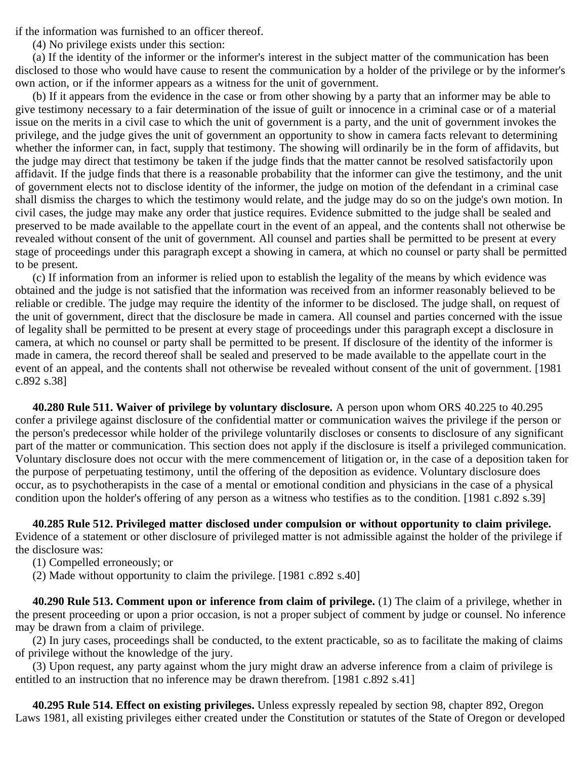if the information was furnished to an officer thereof.

(4) No privilege exists under this section:

(a) If the identity of the informer or the informer's interest in the subject matter of the communication has been disclosed to those who would have cause to resent the communication by a holder of the privilege or by the informer's own action, or if the informer appears as a witness for the unit of government.

(b) If it appears from the evidence in the case or from other showing by a party that an informer may be able to give testimony necessary to a fair determination of the issue of guilt or innocence in a criminal case or of a material issue on the merits in a civil case to which the unit of government is a party, and the unit of government invokes the privilege, and the judge gives the unit of government an opportunity to show in camera facts relevant to determining whether the informer can, in fact, supply that testimony. The showing will ordinarily be in the form of affidavits, but the judge may direct that testimony be taken if the judge finds that the matter cannot be resolved satisfactorily upon affidavit. If the judge finds that there is a reasonable probability that the informer can give the testimony, and the unit of government elects not to disclose identity of the informer, the judge on motion of the defendant in a criminal case shall dismiss the charges to which the testimony would relate, and the judge may do so on the judge's own motion. In civil cases, the judge may make any order that justice requires. Evidence submitted to the judge shall be sealed and preserved to be made available to the appellate court in the event of an appeal, and the contents shall not otherwise be revealed without consent of the unit of government. All counsel and parties shall be permitted to be present at every stage of proceedings under this paragraph except a showing in camera, at which no counsel or party shall be permitted to be present.

(c) If information from an informer is relied upon to establish the legality of the means by which evidence was obtained and the judge is not satisfied that the information was received from an informer reasonably believed to be reliable or credible. The judge may require the identity of the informer to be disclosed. The judge shall, on request of the unit of government, direct that the disclosure be made in camera. All counsel and parties concerned with the issue of legality shall be permitted to be present at every stage of proceedings under this paragraph except a disclosure in camera, at which no counsel or party shall be permitted to be present. If disclosure of the identity of the informer is made in camera, the record thereof shall be sealed and preserved to be made available to the appellate court in the event of an appeal, and the contents shall not otherwise be revealed without consent of the unit of government. [1981 c.892 s.38]

**40.280 Rule 511. Waiver of privilege by voluntary disclosure.** A person upon whom ORS 40.225 to 40.295 confer a privilege against disclosure of the confidential matter or communication waives the privilege if the person or the person's predecessor while holder of the privilege voluntarily discloses or consents to disclosure of any significant part of the matter or communication. This section does not apply if the disclosure is itself a privileged communication. Voluntary disclosure does not occur with the mere commencement of litigation or, in the case of a deposition taken for the purpose of perpetuating testimony, until the offering of the deposition as evidence. Voluntary disclosure does occur, as to psychotherapists in the case of a mental or emotional condition and physicians in the case of a physical condition upon the holder's offering of any person as a witness who testifies as to the condition. [1981 c.892 s.39]

**40.285 Rule 512. Privileged matter disclosed under compulsion or without opportunity to claim privilege.** Evidence of a statement or other disclosure of privileged matter is not admissible against the holder of the privilege if the disclosure was:

(1) Compelled erroneously; or

(2) Made without opportunity to claim the privilege. [1981 c.892 s.40]

**40.290 Rule 513. Comment upon or inference from claim of privilege.** (1) The claim of a privilege, whether in the present proceeding or upon a prior occasion, is not a proper subject of comment by judge or counsel. No inference may be drawn from a claim of privilege.

(2) In jury cases, proceedings shall be conducted, to the extent practicable, so as to facilitate the making of claims of privilege without the knowledge of the jury.

(3) Upon request, any party against whom the jury might draw an adverse inference from a claim of privilege is entitled to an instruction that no inference may be drawn therefrom. [1981 c.892 s.41]

**40.295 Rule 514. Effect on existing privileges.** Unless expressly repealed by section 98, chapter 892, Oregon Laws 1981, all existing privileges either created under the Constitution or statutes of the State of Oregon or developed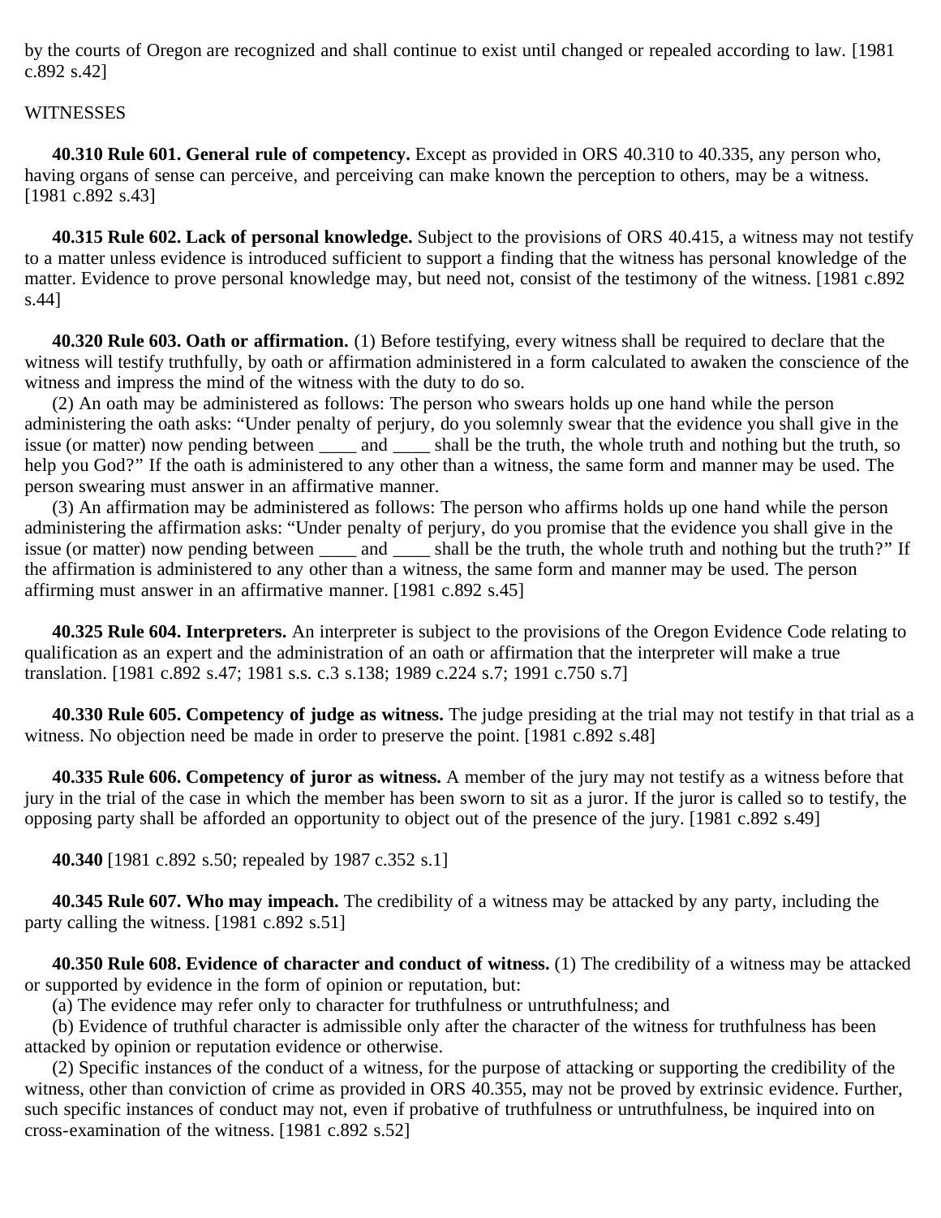by the courts of Oregon are recognized and shall continue to exist until changed or repealed according to law. [1981 c.892 s.42]

WITNESSES

**40.310 Rule 601. General rule of competency.** Except as provided in ORS 40.310 to 40.335, any person who, having organs of sense can perceive, and perceiving can make known the perception to others, may be a witness. [1981 c.892 s.43]

**40.315 Rule 602. Lack of personal knowledge.** Subject to the provisions of ORS 40.415, a witness may not testify to a matter unless evidence is introduced sufficient to support a finding that the witness has personal knowledge of the matter. Evidence to prove personal knowledge may, but need not, consist of the testimony of the witness. [1981 c.892 s.44]

**40.320 Rule 603. Oath or affirmation.** (1) Before testifying, every witness shall be required to declare that the witness will testify truthfully, by oath or affirmation administered in a form calculated to awaken the conscience of the witness and impress the mind of the witness with the duty to do so.

(2) An oath may be administered as follows: The person who swears holds up one hand while the person administering the oath asks: "Under penalty of perjury, do you solemnly swear that the evidence you shall give in the issue (or matter) now pending between ____ and ____ shall be the truth, the whole truth and nothing but the truth, so help you God?" If the oath is administered to any other than a witness, the same form and manner may be used. The person swearing must answer in an affirmative manner.

(3) An affirmation may be administered as follows: The person who affirms holds up one hand while the person administering the affirmation asks: "Under penalty of perjury, do you promise that the evidence you shall give in the issue (or matter) now pending between ____ and ____ shall be the truth, the whole truth and nothing but the truth?" If the affirmation is administered to any other than a witness, the same form and manner may be used. The person affirming must answer in an affirmative manner. [1981 c.892 s.45]

**40.325 Rule 604. Interpreters.** An interpreter is subject to the provisions of the Oregon Evidence Code relating to qualification as an expert and the administration of an oath or affirmation that the interpreter will make a true translation. [1981 c.892 s.47; 1981 s.s. c.3 s.138; 1989 c.224 s.7; 1991 c.750 s.7]

**40.330 Rule 605. Competency of judge as witness.** The judge presiding at the trial may not testify in that trial as a witness. No objection need be made in order to preserve the point. [1981 c.892 s.48]

**40.335 Rule 606. Competency of juror as witness.** A member of the jury may not testify as a witness before that jury in the trial of the case in which the member has been sworn to sit as a juror. If the juror is called so to testify, the opposing party shall be afforded an opportunity to object out of the presence of the jury. [1981 c.892 s.49]

**40.340** [1981 c.892 s.50; repealed by 1987 c.352 s.1]

**40.345 Rule 607. Who may impeach.** The credibility of a witness may be attacked by any party, including the party calling the witness. [1981 c.892 s.51]

**40.350 Rule 608. Evidence of character and conduct of witness.** (1) The credibility of a witness may be attacked or supported by evidence in the form of opinion or reputation, but:

(a) The evidence may refer only to character for truthfulness or untruthfulness; and

(b) Evidence of truthful character is admissible only after the character of the witness for truthfulness has been attacked by opinion or reputation evidence or otherwise.

(2) Specific instances of the conduct of a witness, for the purpose of attacking or supporting the credibility of the witness, other than conviction of crime as provided in ORS 40.355, may not be proved by extrinsic evidence. Further, such specific instances of conduct may not, even if probative of truthfulness or untruthfulness, be inquired into on cross-examination of the witness. [1981 c.892 s.52]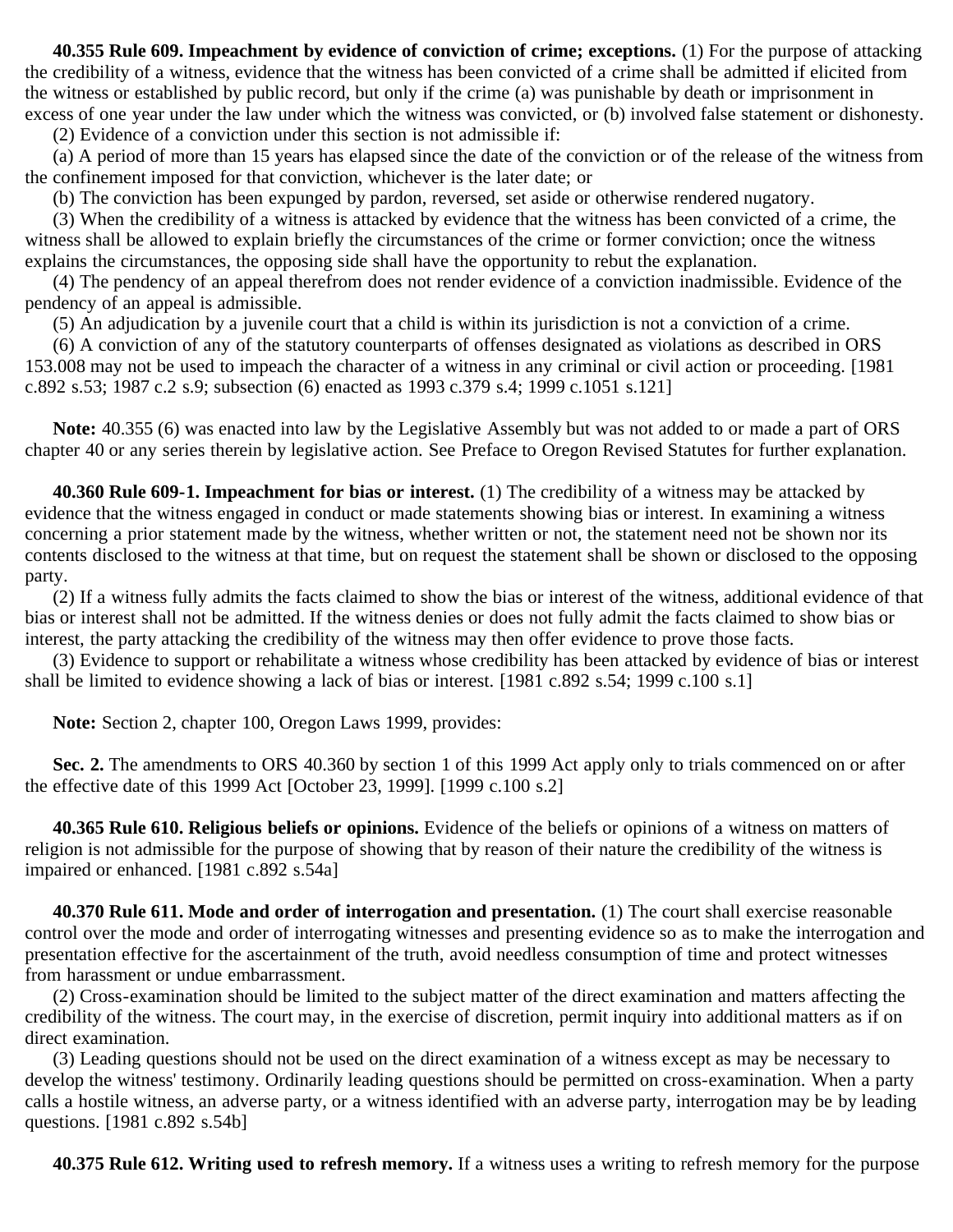**40.355 Rule 609. Impeachment by evidence of conviction of crime; exceptions.** (1) For the purpose of attacking the credibility of a witness, evidence that the witness has been convicted of a crime shall be admitted if elicited from the witness or established by public record, but only if the crime (a) was punishable by death or imprisonment in excess of one year under the law under which the witness was convicted, or (b) involved false statement or dishonesty.

(2) Evidence of a conviction under this section is not admissible if:

(a) A period of more than 15 years has elapsed since the date of the conviction or of the release of the witness from the confinement imposed for that conviction, whichever is the later date; or

(b) The conviction has been expunged by pardon, reversed, set aside or otherwise rendered nugatory.

(3) When the credibility of a witness is attacked by evidence that the witness has been convicted of a crime, the witness shall be allowed to explain briefly the circumstances of the crime or former conviction; once the witness explains the circumstances, the opposing side shall have the opportunity to rebut the explanation.

(4) The pendency of an appeal therefrom does not render evidence of a conviction inadmissible. Evidence of the pendency of an appeal is admissible.

(5) An adjudication by a juvenile court that a child is within its jurisdiction is not a conviction of a crime.

(6) A conviction of any of the statutory counterparts of offenses designated as violations as described in ORS 153.008 may not be used to impeach the character of a witness in any criminal or civil action or proceeding. [1981 c.892 s.53; 1987 c.2 s.9; subsection (6) enacted as 1993 c.379 s.4; 1999 c.1051 s.121]

**Note:** 40.355 (6) was enacted into law by the Legislative Assembly but was not added to or made a part of ORS chapter 40 or any series therein by legislative action. See Preface to Oregon Revised Statutes for further explanation.

**40.360 Rule 609-1. Impeachment for bias or interest.** (1) The credibility of a witness may be attacked by evidence that the witness engaged in conduct or made statements showing bias or interest. In examining a witness concerning a prior statement made by the witness, whether written or not, the statement need not be shown nor its contents disclosed to the witness at that time, but on request the statement shall be shown or disclosed to the opposing party.

(2) If a witness fully admits the facts claimed to show the bias or interest of the witness, additional evidence of that bias or interest shall not be admitted. If the witness denies or does not fully admit the facts claimed to show bias or interest, the party attacking the credibility of the witness may then offer evidence to prove those facts.

(3) Evidence to support or rehabilitate a witness whose credibility has been attacked by evidence of bias or interest shall be limited to evidence showing a lack of bias or interest. [1981 c.892 s.54; 1999 c.100 s.1]

**Note:** Section 2, chapter 100, Oregon Laws 1999, provides:

**Sec. 2.** The amendments to ORS 40.360 by section 1 of this 1999 Act apply only to trials commenced on or after the effective date of this 1999 Act [October 23, 1999]. [1999 c.100 s.2]

**40.365 Rule 610. Religious beliefs or opinions.** Evidence of the beliefs or opinions of a witness on matters of religion is not admissible for the purpose of showing that by reason of their nature the credibility of the witness is impaired or enhanced. [1981 c.892 s.54a]

**40.370 Rule 611. Mode and order of interrogation and presentation.** (1) The court shall exercise reasonable control over the mode and order of interrogating witnesses and presenting evidence so as to make the interrogation and presentation effective for the ascertainment of the truth, avoid needless consumption of time and protect witnesses from harassment or undue embarrassment.

(2) Cross-examination should be limited to the subject matter of the direct examination and matters affecting the credibility of the witness. The court may, in the exercise of discretion, permit inquiry into additional matters as if on direct examination.

(3) Leading questions should not be used on the direct examination of a witness except as may be necessary to develop the witness' testimony. Ordinarily leading questions should be permitted on cross-examination. When a party calls a hostile witness, an adverse party, or a witness identified with an adverse party, interrogation may be by leading questions. [1981 c.892 s.54b]

**40.375 Rule 612. Writing used to refresh memory.** If a witness uses a writing to refresh memory for the purpose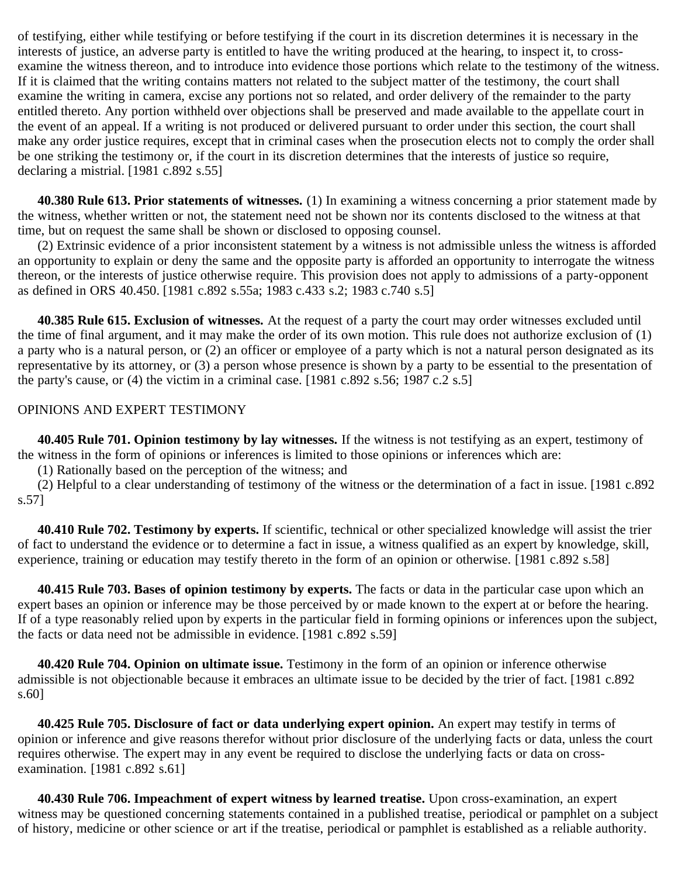of testifying, either while testifying or before testifying if the court in its discretion determines it is necessary in the interests of justice, an adverse party is entitled to have the writing produced at the hearing, to inspect it, to cross-examine the witness thereon, and to introduce into evidence those portions which relate to the testimony of the witness. If it is claimed that the writing contains matters not related to the subject matter of the testimony, the court shall examine the writing in camera, excise any portions not so related, and order delivery of the remainder to the party entitled thereto. Any portion withheld over objections shall be preserved and made available to the appellate court in the event of an appeal. If a writing is not produced or delivered pursuant to order under this section, the court shall make any order justice requires, except that in criminal cases when the prosecution elects not to comply the order shall be one striking the testimony or, if the court in its discretion determines that the interests of justice so require, declaring a mistrial. [1981 c.892 s.55]

**40.380 Rule 613. Prior statements of witnesses.** (1) In examining a witness concerning a prior statement made by the witness, whether written or not, the statement need not be shown nor its contents disclosed to the witness at that time, but on request the same shall be shown or disclosed to opposing counsel.

(2) Extrinsic evidence of a prior inconsistent statement by a witness is not admissible unless the witness is afforded an opportunity to explain or deny the same and the opposite party is afforded an opportunity to interrogate the witness thereon, or the interests of justice otherwise require. This provision does not apply to admissions of a party-opponent as defined in ORS 40.450. [1981 c.892 s.55a; 1983 c.433 s.2; 1983 c.740 s.5]

**40.385 Rule 615. Exclusion of witnesses.** At the request of a party the court may order witnesses excluded until the time of final argument, and it may make the order of its own motion. This rule does not authorize exclusion of (1) a party who is a natural person, or (2) an officer or employee of a party which is not a natural person designated as its representative by its attorney, or (3) a person whose presence is shown by a party to be essential to the presentation of the party's cause, or (4) the victim in a criminal case. [1981 c.892 s.56; 1987 c.2 s.5]

OPINIONS AND EXPERT TESTIMONY

**40.405 Rule 701. Opinion testimony by lay witnesses.** If the witness is not testifying as an expert, testimony of the witness in the form of opinions or inferences is limited to those opinions or inferences which are:

(1) Rationally based on the perception of the witness; and

(2) Helpful to a clear understanding of testimony of the witness or the determination of a fact in issue. [1981 c.892 s.57]

**40.410 Rule 702. Testimony by experts.** If scientific, technical or other specialized knowledge will assist the trier of fact to understand the evidence or to determine a fact in issue, a witness qualified as an expert by knowledge, skill, experience, training or education may testify thereto in the form of an opinion or otherwise. [1981 c.892 s.58]

**40.415 Rule 703. Bases of opinion testimony by experts.** The facts or data in the particular case upon which an expert bases an opinion or inference may be those perceived by or made known to the expert at or before the hearing. If of a type reasonably relied upon by experts in the particular field in forming opinions or inferences upon the subject, the facts or data need not be admissible in evidence. [1981 c.892 s.59]

**40.420 Rule 704. Opinion on ultimate issue.** Testimony in the form of an opinion or inference otherwise admissible is not objectionable because it embraces an ultimate issue to be decided by the trier of fact. [1981 c.892 s.60]

**40.425 Rule 705. Disclosure of fact or data underlying expert opinion.** An expert may testify in terms of opinion or inference and give reasons therefor without prior disclosure of the underlying facts or data, unless the court requires otherwise. The expert may in any event be required to disclose the underlying facts or data on cross-examination. [1981 c.892 s.61]

**40.430 Rule 706. Impeachment of expert witness by learned treatise.** Upon cross-examination, an expert witness may be questioned concerning statements contained in a published treatise, periodical or pamphlet on a subject of history, medicine or other science or art if the treatise, periodical or pamphlet is established as a reliable authority.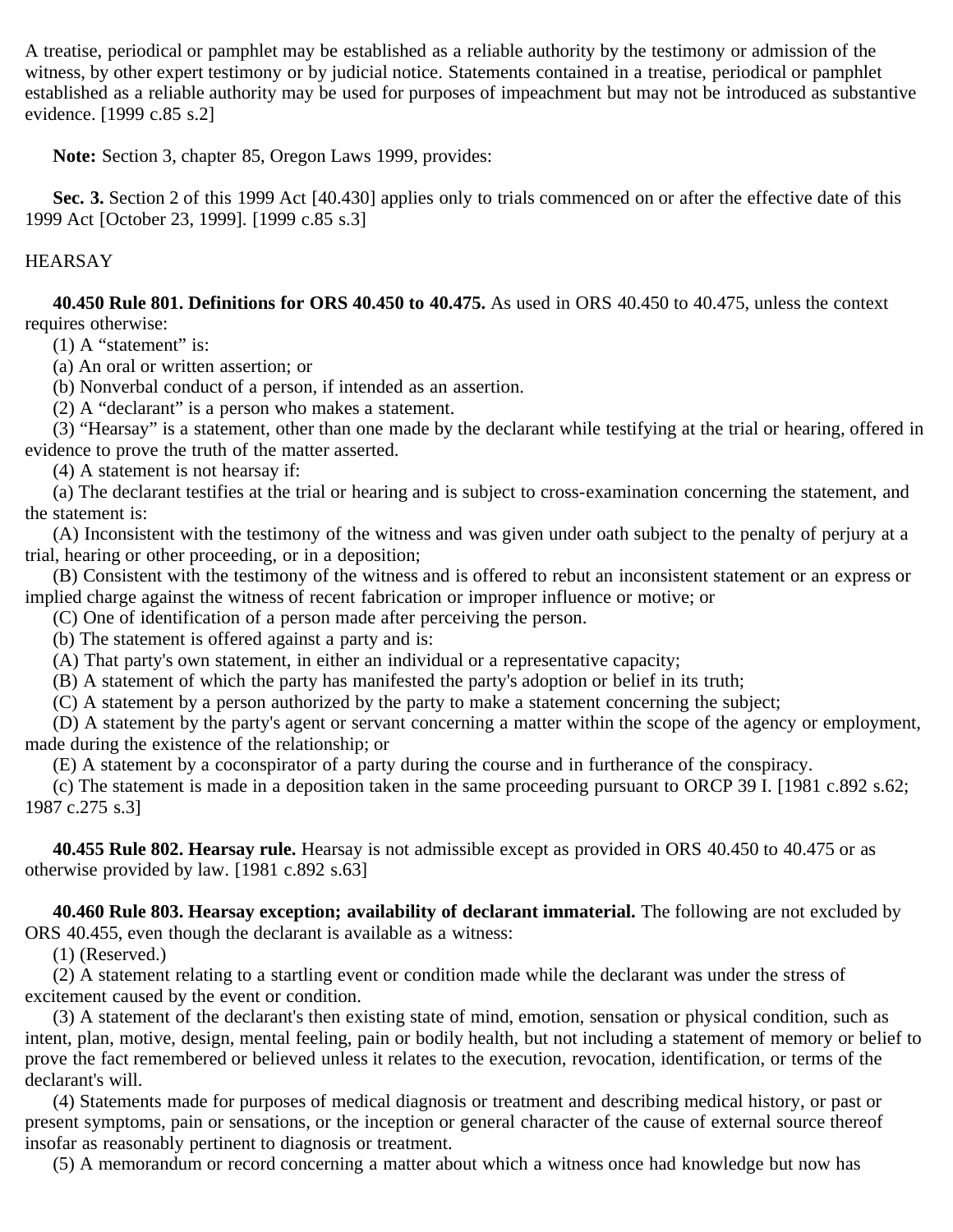A treatise, periodical or pamphlet may be established as a reliable authority by the testimony or admission of the witness, by other expert testimony or by judicial notice. Statements contained in a treatise, periodical or pamphlet established as a reliable authority may be used for purposes of impeachment but may not be introduced as substantive evidence. [1999 c.85 s.2]

**Note:** Section 3, chapter 85, Oregon Laws 1999, provides:

**Sec. 3.** Section 2 of this 1999 Act [40.430] applies only to trials commenced on or after the effective date of this 1999 Act [October 23, 1999]. [1999 c.85 s.3]

HEARSAY

**40.450 Rule 801. Definitions for ORS 40.450 to 40.475.** As used in ORS 40.450 to 40.475, unless the context requires otherwise:

(1) A "statement" is:

(a) An oral or written assertion; or

(b) Nonverbal conduct of a person, if intended as an assertion.

(2) A "declarant" is a person who makes a statement.

(3) "Hearsay" is a statement, other than one made by the declarant while testifying at the trial or hearing, offered in evidence to prove the truth of the matter asserted.

(4) A statement is not hearsay if:

(a) The declarant testifies at the trial or hearing and is subject to cross-examination concerning the statement, and the statement is:

(A) Inconsistent with the testimony of the witness and was given under oath subject to the penalty of perjury at a trial, hearing or other proceeding, or in a deposition;

(B) Consistent with the testimony of the witness and is offered to rebut an inconsistent statement or an express or implied charge against the witness of recent fabrication or improper influence or motive; or

(C) One of identification of a person made after perceiving the person.

(b) The statement is offered against a party and is:

(A) That party's own statement, in either an individual or a representative capacity;

(B) A statement of which the party has manifested the party's adoption or belief in its truth;

(C) A statement by a person authorized by the party to make a statement concerning the subject;

(D) A statement by the party's agent or servant concerning a matter within the scope of the agency or employment, made during the existence of the relationship; or

(E) A statement by a coconspirator of a party during the course and in furtherance of the conspiracy.

(c) The statement is made in a deposition taken in the same proceeding pursuant to ORCP 39 I. [1981 c.892 s.62; 1987 c.275 s.3]

**40.455 Rule 802. Hearsay rule.** Hearsay is not admissible except as provided in ORS 40.450 to 40.475 or as otherwise provided by law. [1981 c.892 s.63]

**40.460 Rule 803. Hearsay exception; availability of declarant immaterial.** The following are not excluded by ORS 40.455, even though the declarant is available as a witness:

(1) (Reserved.)

(2) A statement relating to a startling event or condition made while the declarant was under the stress of excitement caused by the event or condition.

(3) A statement of the declarant's then existing state of mind, emotion, sensation or physical condition, such as intent, plan, motive, design, mental feeling, pain or bodily health, but not including a statement of memory or belief to prove the fact remembered or believed unless it relates to the execution, revocation, identification, or terms of the declarant's will.

(4) Statements made for purposes of medical diagnosis or treatment and describing medical history, or past or present symptoms, pain or sensations, or the inception or general character of the cause of external source thereof insofar as reasonably pertinent to diagnosis or treatment.

(5) A memorandum or record concerning a matter about which a witness once had knowledge but now has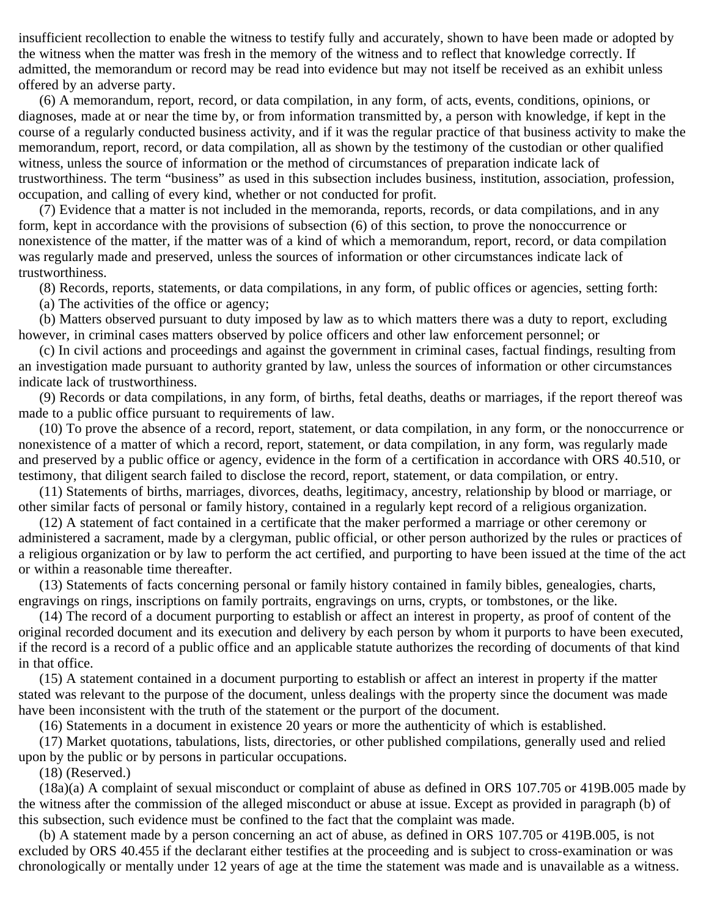insufficient recollection to enable the witness to testify fully and accurately, shown to have been made or adopted by the witness when the matter was fresh in the memory of the witness and to reflect that knowledge correctly. If admitted, the memorandum or record may be read into evidence but may not itself be received as an exhibit unless offered by an adverse party.

(6) A memorandum, report, record, or data compilation, in any form, of acts, events, conditions, opinions, or diagnoses, made at or near the time by, or from information transmitted by, a person with knowledge, if kept in the course of a regularly conducted business activity, and if it was the regular practice of that business activity to make the memorandum, report, record, or data compilation, all as shown by the testimony of the custodian or other qualified witness, unless the source of information or the method of circumstances of preparation indicate lack of trustworthiness. The term "business" as used in this subsection includes business, institution, association, profession, occupation, and calling of every kind, whether or not conducted for profit.

(7) Evidence that a matter is not included in the memoranda, reports, records, or data compilations, and in any form, kept in accordance with the provisions of subsection (6) of this section, to prove the nonoccurrence or nonexistence of the matter, if the matter was of a kind of which a memorandum, report, record, or data compilation was regularly made and preserved, unless the sources of information or other circumstances indicate lack of trustworthiness.

(8) Records, reports, statements, or data compilations, in any form, of public offices or agencies, setting forth:

(a) The activities of the office or agency;

(b) Matters observed pursuant to duty imposed by law as to which matters there was a duty to report, excluding however, in criminal cases matters observed by police officers and other law enforcement personnel; or

(c) In civil actions and proceedings and against the government in criminal cases, factual findings, resulting from an investigation made pursuant to authority granted by law, unless the sources of information or other circumstances indicate lack of trustworthiness.

(9) Records or data compilations, in any form, of births, fetal deaths, deaths or marriages, if the report thereof was made to a public office pursuant to requirements of law.

(10) To prove the absence of a record, report, statement, or data compilation, in any form, or the nonoccurrence or nonexistence of a matter of which a record, report, statement, or data compilation, in any form, was regularly made and preserved by a public office or agency, evidence in the form of a certification in accordance with ORS 40.510, or testimony, that diligent search failed to disclose the record, report, statement, or data compilation, or entry.

(11) Statements of births, marriages, divorces, deaths, legitimacy, ancestry, relationship by blood or marriage, or other similar facts of personal or family history, contained in a regularly kept record of a religious organization.

(12) A statement of fact contained in a certificate that the maker performed a marriage or other ceremony or administered a sacrament, made by a clergyman, public official, or other person authorized by the rules or practices of a religious organization or by law to perform the act certified, and purporting to have been issued at the time of the act or within a reasonable time thereafter.

(13) Statements of facts concerning personal or family history contained in family bibles, genealogies, charts, engravings on rings, inscriptions on family portraits, engravings on urns, crypts, or tombstones, or the like.

(14) The record of a document purporting to establish or affect an interest in property, as proof of content of the original recorded document and its execution and delivery by each person by whom it purports to have been executed, if the record is a record of a public office and an applicable statute authorizes the recording of documents of that kind in that office.

(15) A statement contained in a document purporting to establish or affect an interest in property if the matter stated was relevant to the purpose of the document, unless dealings with the property since the document was made have been inconsistent with the truth of the statement or the purport of the document.

(16) Statements in a document in existence 20 years or more the authenticity of which is established.

(17) Market quotations, tabulations, lists, directories, or other published compilations, generally used and relied upon by the public or by persons in particular occupations.

(18) (Reserved.)

(18a)(a) A complaint of sexual misconduct or complaint of abuse as defined in ORS 107.705 or 419B.005 made by the witness after the commission of the alleged misconduct or abuse at issue. Except as provided in paragraph (b) of this subsection, such evidence must be confined to the fact that the complaint was made.

(b) A statement made by a person concerning an act of abuse, as defined in ORS 107.705 or 419B.005, is not excluded by ORS 40.455 if the declarant either testifies at the proceeding and is subject to cross-examination or was chronologically or mentally under 12 years of age at the time the statement was made and is unavailable as a witness.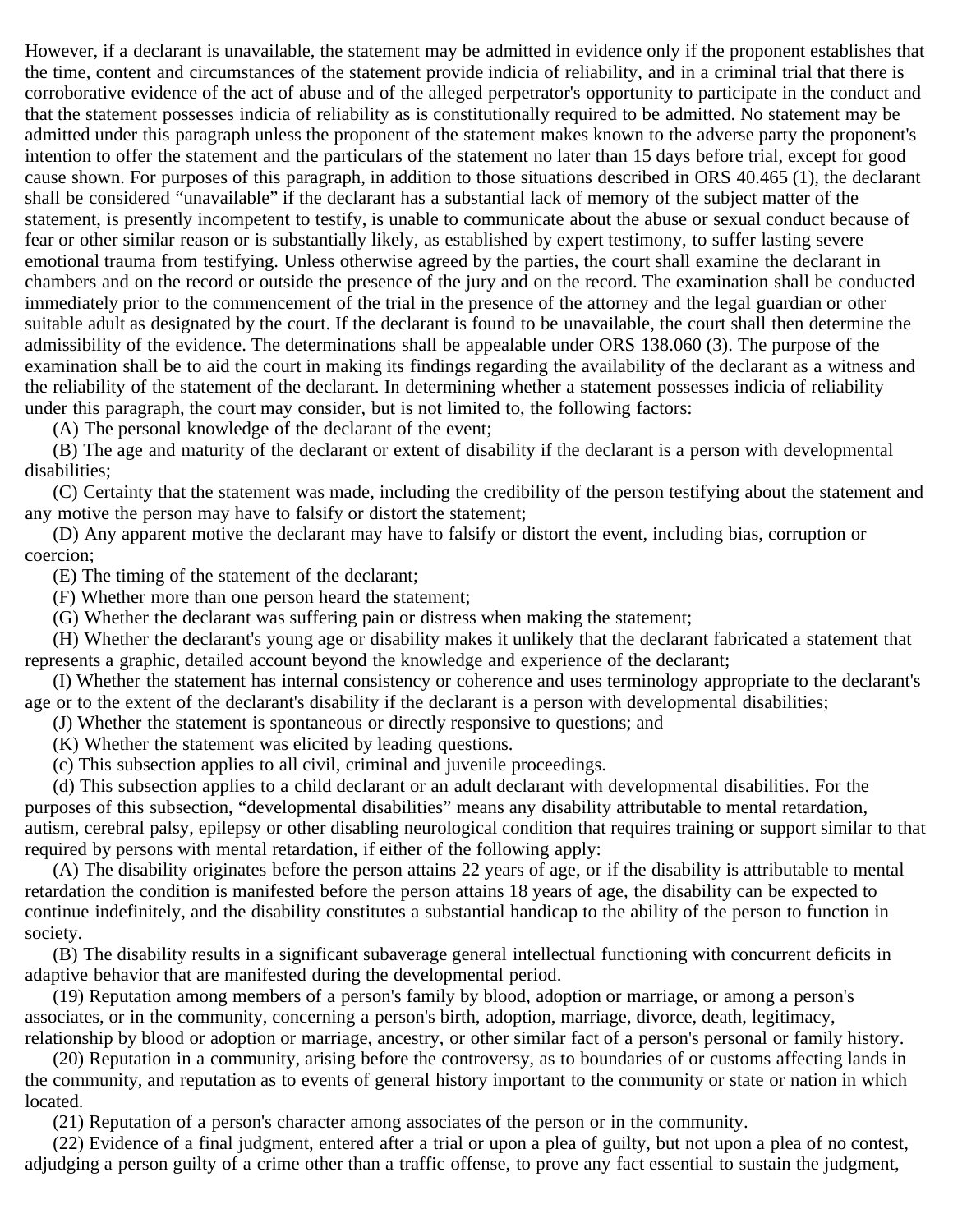However, if a declarant is unavailable, the statement may be admitted in evidence only if the proponent establishes that the time, content and circumstances of the statement provide indicia of reliability, and in a criminal trial that there is corroborative evidence of the act of abuse and of the alleged perpetrator's opportunity to participate in the conduct and that the statement possesses indicia of reliability as is constitutionally required to be admitted. No statement may be admitted under this paragraph unless the proponent of the statement makes known to the adverse party the proponent's intention to offer the statement and the particulars of the statement no later than 15 days before trial, except for good cause shown. For purposes of this paragraph, in addition to those situations described in ORS 40.465 (1), the declarant shall be considered "unavailable" if the declarant has a substantial lack of memory of the subject matter of the statement, is presently incompetent to testify, is unable to communicate about the abuse or sexual conduct because of fear or other similar reason or is substantially likely, as established by expert testimony, to suffer lasting severe emotional trauma from testifying. Unless otherwise agreed by the parties, the court shall examine the declarant in chambers and on the record or outside the presence of the jury and on the record. The examination shall be conducted immediately prior to the commencement of the trial in the presence of the attorney and the legal guardian or other suitable adult as designated by the court. If the declarant is found to be unavailable, the court shall then determine the admissibility of the evidence. The determinations shall be appealable under ORS 138.060 (3). The purpose of the examination shall be to aid the court in making its findings regarding the availability of the declarant as a witness and the reliability of the statement of the declarant. In determining whether a statement possesses indicia of reliability under this paragraph, the court may consider, but is not limited to, the following factors:

(A) The personal knowledge of the declarant of the event;

(B) The age and maturity of the declarant or extent of disability if the declarant is a person with developmental disabilities;

(C) Certainty that the statement was made, including the credibility of the person testifying about the statement and any motive the person may have to falsify or distort the statement;

(D) Any apparent motive the declarant may have to falsify or distort the event, including bias, corruption or coercion;

(E) The timing of the statement of the declarant;

(F) Whether more than one person heard the statement;

(G) Whether the declarant was suffering pain or distress when making the statement;

(H) Whether the declarant's young age or disability makes it unlikely that the declarant fabricated a statement that represents a graphic, detailed account beyond the knowledge and experience of the declarant;

(I) Whether the statement has internal consistency or coherence and uses terminology appropriate to the declarant's age or to the extent of the declarant's disability if the declarant is a person with developmental disabilities;

(J) Whether the statement is spontaneous or directly responsive to questions; and

(K) Whether the statement was elicited by leading questions.

(c) This subsection applies to all civil, criminal and juvenile proceedings.

(d) This subsection applies to a child declarant or an adult declarant with developmental disabilities. For the purposes of this subsection, "developmental disabilities" means any disability attributable to mental retardation, autism, cerebral palsy, epilepsy or other disabling neurological condition that requires training or support similar to that required by persons with mental retardation, if either of the following apply:

(A) The disability originates before the person attains 22 years of age, or if the disability is attributable to mental retardation the condition is manifested before the person attains 18 years of age, the disability can be expected to continue indefinitely, and the disability constitutes a substantial handicap to the ability of the person to function in society.

(B) The disability results in a significant subaverage general intellectual functioning with concurrent deficits in adaptive behavior that are manifested during the developmental period.

(19) Reputation among members of a person's family by blood, adoption or marriage, or among a person's associates, or in the community, concerning a person's birth, adoption, marriage, divorce, death, legitimacy, relationship by blood or adoption or marriage, ancestry, or other similar fact of a person's personal or family history.

(20) Reputation in a community, arising before the controversy, as to boundaries of or customs affecting lands in the community, and reputation as to events of general history important to the community or state or nation in which located.

(21) Reputation of a person's character among associates of the person or in the community.

(22) Evidence of a final judgment, entered after a trial or upon a plea of guilty, but not upon a plea of no contest, adjudging a person guilty of a crime other than a traffic offense, to prove any fact essential to sustain the judgment,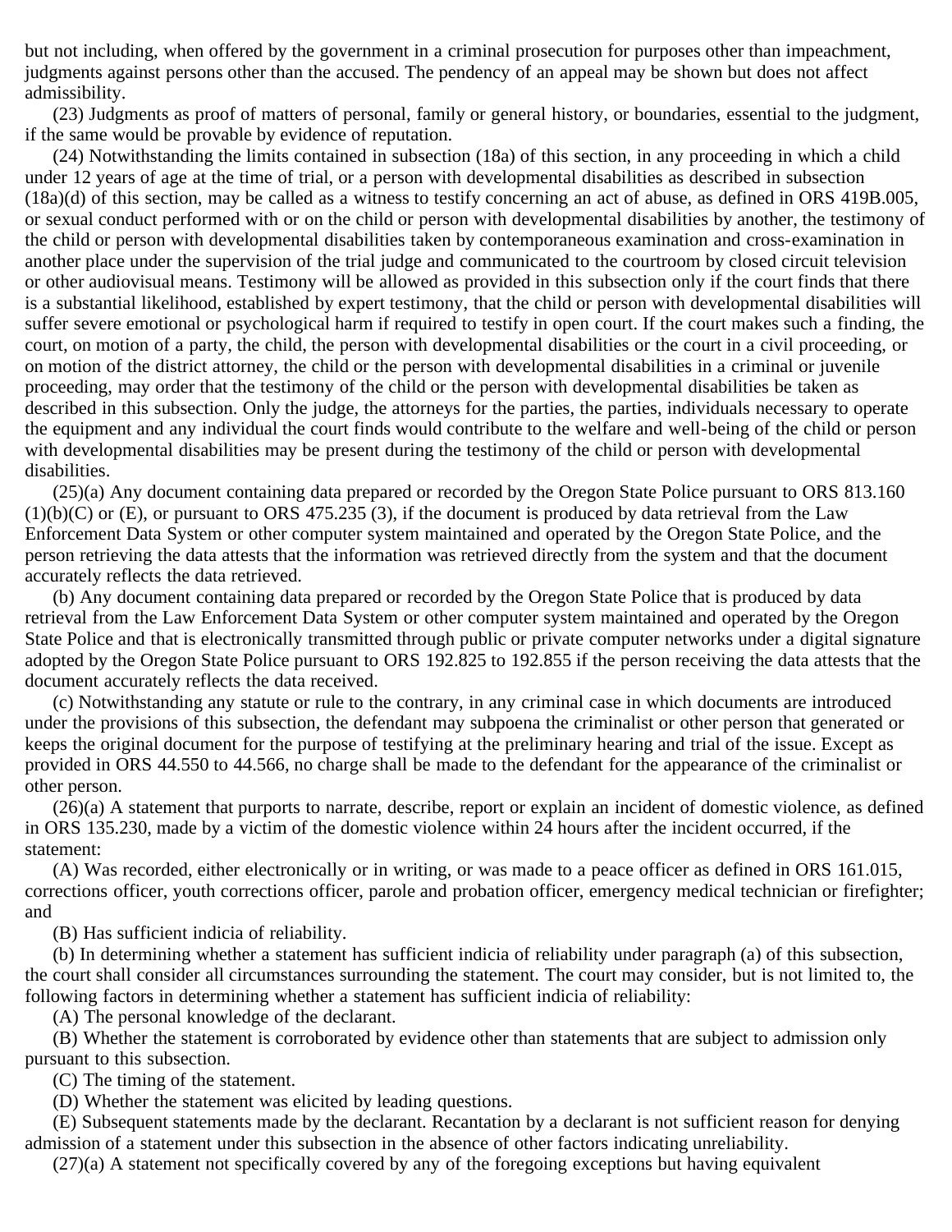but not including, when offered by the government in a criminal prosecution for purposes other than impeachment, judgments against persons other than the accused. The pendency of an appeal may be shown but does not affect admissibility.

(23) Judgments as proof of matters of personal, family or general history, or boundaries, essential to the judgment, if the same would be provable by evidence of reputation.

(24) Notwithstanding the limits contained in subsection (18a) of this section, in any proceeding in which a child under 12 years of age at the time of trial, or a person with developmental disabilities as described in subsection (18a)(d) of this section, may be called as a witness to testify concerning an act of abuse, as defined in ORS 419B.005, or sexual conduct performed with or on the child or person with developmental disabilities by another, the testimony of the child or person with developmental disabilities taken by contemporaneous examination and cross-examination in another place under the supervision of the trial judge and communicated to the courtroom by closed circuit television or other audiovisual means. Testimony will be allowed as provided in this subsection only if the court finds that there is a substantial likelihood, established by expert testimony, that the child or person with developmental disabilities will suffer severe emotional or psychological harm if required to testify in open court. If the court makes such a finding, the court, on motion of a party, the child, the person with developmental disabilities or the court in a civil proceeding, or on motion of the district attorney, the child or the person with developmental disabilities in a criminal or juvenile proceeding, may order that the testimony of the child or the person with developmental disabilities be taken as described in this subsection. Only the judge, the attorneys for the parties, the parties, individuals necessary to operate the equipment and any individual the court finds would contribute to the welfare and well-being of the child or person with developmental disabilities may be present during the testimony of the child or person with developmental disabilities.

(25)(a) Any document containing data prepared or recorded by the Oregon State Police pursuant to ORS 813.160 (1)(b)(C) or (E), or pursuant to ORS 475.235 (3), if the document is produced by data retrieval from the Law Enforcement Data System or other computer system maintained and operated by the Oregon State Police, and the person retrieving the data attests that the information was retrieved directly from the system and that the document accurately reflects the data retrieved.

(b) Any document containing data prepared or recorded by the Oregon State Police that is produced by data retrieval from the Law Enforcement Data System or other computer system maintained and operated by the Oregon State Police and that is electronically transmitted through public or private computer networks under a digital signature adopted by the Oregon State Police pursuant to ORS 192.825 to 192.855 if the person receiving the data attests that the document accurately reflects the data received.

(c) Notwithstanding any statute or rule to the contrary, in any criminal case in which documents are introduced under the provisions of this subsection, the defendant may subpoena the criminalist or other person that generated or keeps the original document for the purpose of testifying at the preliminary hearing and trial of the issue. Except as provided in ORS 44.550 to 44.566, no charge shall be made to the defendant for the appearance of the criminalist or other person.

(26)(a) A statement that purports to narrate, describe, report or explain an incident of domestic violence, as defined in ORS 135.230, made by a victim of the domestic violence within 24 hours after the incident occurred, if the statement:

(A) Was recorded, either electronically or in writing, or was made to a peace officer as defined in ORS 161.015, corrections officer, youth corrections officer, parole and probation officer, emergency medical technician or firefighter; and

(B) Has sufficient indicia of reliability.

(b) In determining whether a statement has sufficient indicia of reliability under paragraph (a) of this subsection, the court shall consider all circumstances surrounding the statement. The court may consider, but is not limited to, the following factors in determining whether a statement has sufficient indicia of reliability:

(A) The personal knowledge of the declarant.

(B) Whether the statement is corroborated by evidence other than statements that are subject to admission only pursuant to this subsection.

(C) The timing of the statement.

(D) Whether the statement was elicited by leading questions.

(E) Subsequent statements made by the declarant. Recantation by a declarant is not sufficient reason for denying admission of a statement under this subsection in the absence of other factors indicating unreliability.

(27)(a) A statement not specifically covered by any of the foregoing exceptions but having equivalent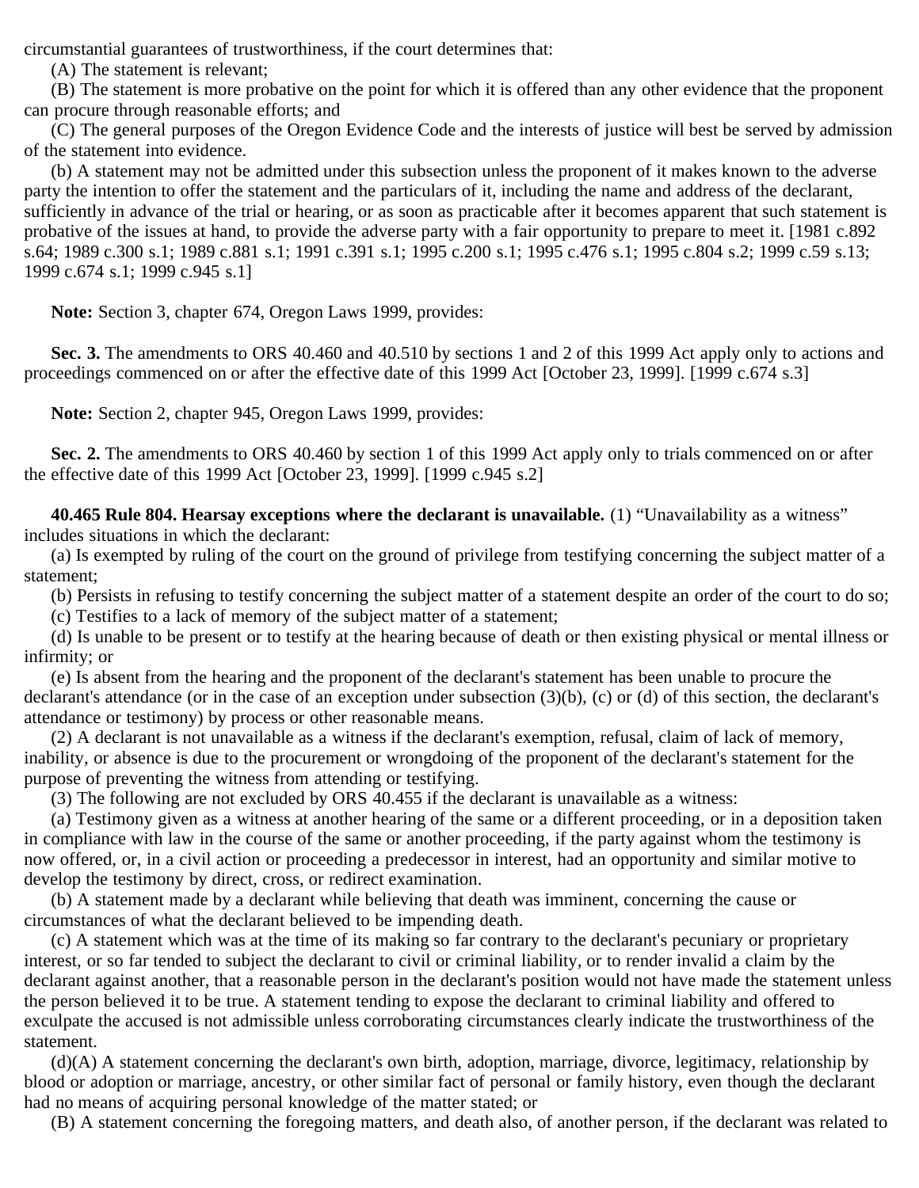circumstantial guarantees of trustworthiness, if the court determines that:

(A) The statement is relevant;

(B) The statement is more probative on the point for which it is offered than any other evidence that the proponent can procure through reasonable efforts; and

(C) The general purposes of the Oregon Evidence Code and the interests of justice will best be served by admission of the statement into evidence.

(b) A statement may not be admitted under this subsection unless the proponent of it makes known to the adverse party the intention to offer the statement and the particulars of it, including the name and address of the declarant, sufficiently in advance of the trial or hearing, or as soon as practicable after it becomes apparent that such statement is probative of the issues at hand, to provide the adverse party with a fair opportunity to prepare to meet it. [1981 c.892 s.64; 1989 c.300 s.1; 1989 c.881 s.1; 1991 c.391 s.1; 1995 c.200 s.1; 1995 c.476 s.1; 1995 c.804 s.2; 1999 c.59 s.13; 1999 c.674 s.1; 1999 c.945 s.1]

**Note:** Section 3, chapter 674, Oregon Laws 1999, provides:

**Sec. 3.** The amendments to ORS 40.460 and 40.510 by sections 1 and 2 of this 1999 Act apply only to actions and proceedings commenced on or after the effective date of this 1999 Act [October 23, 1999]. [1999 c.674 s.3]

**Note:** Section 2, chapter 945, Oregon Laws 1999, provides:

**Sec. 2.** The amendments to ORS 40.460 by section 1 of this 1999 Act apply only to trials commenced on or after the effective date of this 1999 Act [October 23, 1999]. [1999 c.945 s.2]

**40.465 Rule 804. Hearsay exceptions where the declarant is unavailable.** (1) "Unavailability as a witness" includes situations in which the declarant:

(a) Is exempted by ruling of the court on the ground of privilege from testifying concerning the subject matter of a statement;

(b) Persists in refusing to testify concerning the subject matter of a statement despite an order of the court to do so;

(c) Testifies to a lack of memory of the subject matter of a statement;

(d) Is unable to be present or to testify at the hearing because of death or then existing physical or mental illness or infirmity; or

(e) Is absent from the hearing and the proponent of the declarant's statement has been unable to procure the declarant's attendance (or in the case of an exception under subsection (3)(b), (c) or (d) of this section, the declarant's attendance or testimony) by process or other reasonable means.

(2) A declarant is not unavailable as a witness if the declarant's exemption, refusal, claim of lack of memory, inability, or absence is due to the procurement or wrongdoing of the proponent of the declarant's statement for the purpose of preventing the witness from attending or testifying.

(3) The following are not excluded by ORS 40.455 if the declarant is unavailable as a witness:

(a) Testimony given as a witness at another hearing of the same or a different proceeding, or in a deposition taken in compliance with law in the course of the same or another proceeding, if the party against whom the testimony is now offered, or, in a civil action or proceeding a predecessor in interest, had an opportunity and similar motive to develop the testimony by direct, cross, or redirect examination.

(b) A statement made by a declarant while believing that death was imminent, concerning the cause or circumstances of what the declarant believed to be impending death.

(c) A statement which was at the time of its making so far contrary to the declarant's pecuniary or proprietary interest, or so far tended to subject the declarant to civil or criminal liability, or to render invalid a claim by the declarant against another, that a reasonable person in the declarant's position would not have made the statement unless the person believed it to be true. A statement tending to expose the declarant to criminal liability and offered to exculpate the accused is not admissible unless corroborating circumstances clearly indicate the trustworthiness of the statement.

(d)(A) A statement concerning the declarant's own birth, adoption, marriage, divorce, legitimacy, relationship by blood or adoption or marriage, ancestry, or other similar fact of personal or family history, even though the declarant had no means of acquiring personal knowledge of the matter stated; or

(B) A statement concerning the foregoing matters, and death also, of another person, if the declarant was related to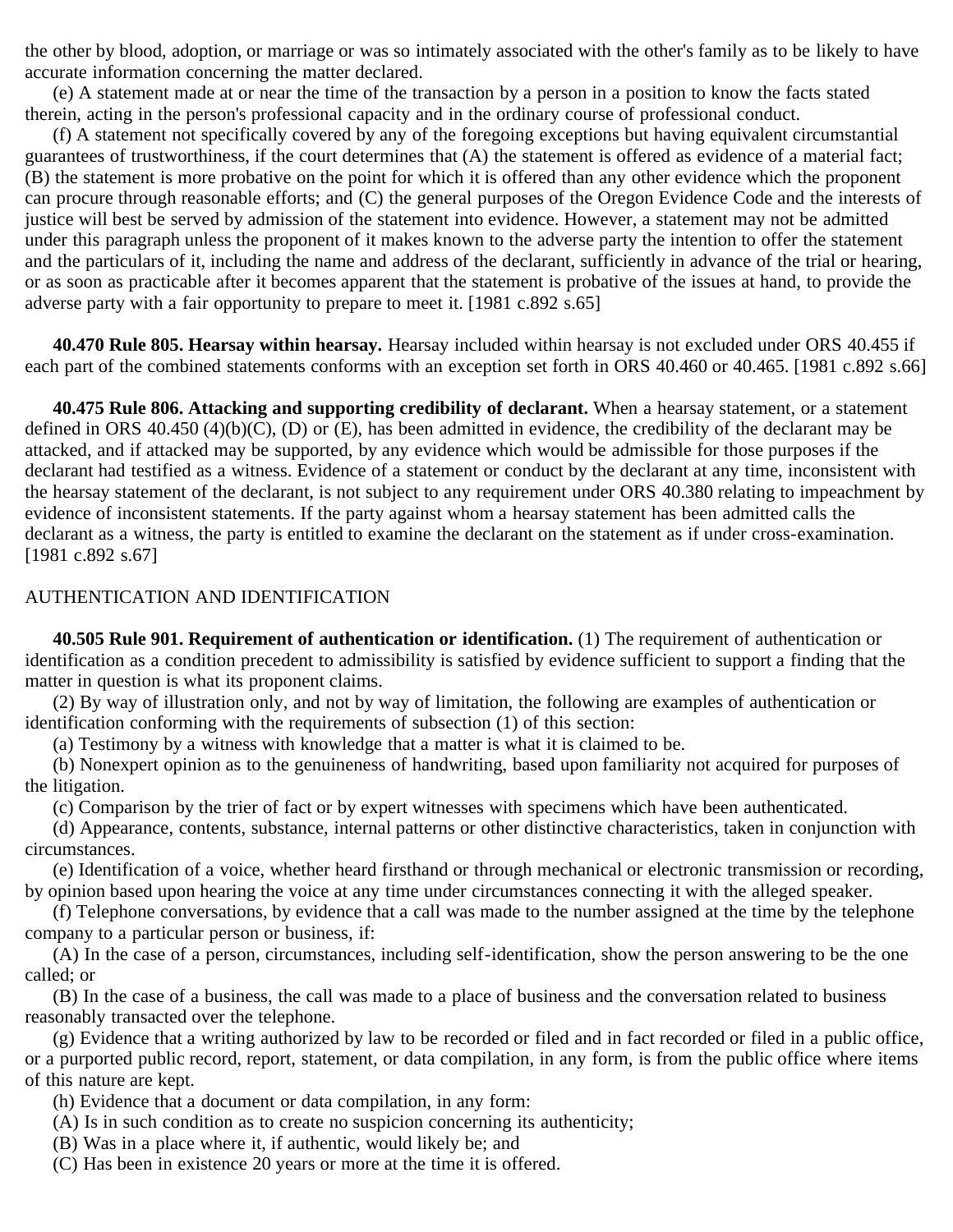the other by blood, adoption, or marriage or was so intimately associated with the other's family as to be likely to have accurate information concerning the matter declared.

(e) A statement made at or near the time of the transaction by a person in a position to know the facts stated therein, acting in the person's professional capacity and in the ordinary course of professional conduct.

(f) A statement not specifically covered by any of the foregoing exceptions but having equivalent circumstantial guarantees of trustworthiness, if the court determines that (A) the statement is offered as evidence of a material fact; (B) the statement is more probative on the point for which it is offered than any other evidence which the proponent can procure through reasonable efforts; and (C) the general purposes of the Oregon Evidence Code and the interests of justice will best be served by admission of the statement into evidence. However, a statement may not be admitted under this paragraph unless the proponent of it makes known to the adverse party the intention to offer the statement and the particulars of it, including the name and address of the declarant, sufficiently in advance of the trial or hearing, or as soon as practicable after it becomes apparent that the statement is probative of the issues at hand, to provide the adverse party with a fair opportunity to prepare to meet it. [1981 c.892 s.65]

**40.470 Rule 805. Hearsay within hearsay.** Hearsay included within hearsay is not excluded under ORS 40.455 if each part of the combined statements conforms with an exception set forth in ORS 40.460 or 40.465. [1981 c.892 s.66]

**40.475 Rule 806. Attacking and supporting credibility of declarant.** When a hearsay statement, or a statement defined in ORS 40.450 (4)(b)(C), (D) or (E), has been admitted in evidence, the credibility of the declarant may be attacked, and if attacked may be supported, by any evidence which would be admissible for those purposes if the declarant had testified as a witness. Evidence of a statement or conduct by the declarant at any time, inconsistent with the hearsay statement of the declarant, is not subject to any requirement under ORS 40.380 relating to impeachment by evidence of inconsistent statements. If the party against whom a hearsay statement has been admitted calls the declarant as a witness, the party is entitled to examine the declarant on the statement as if under cross-examination. [1981 c.892 s.67]

AUTHENTICATION AND IDENTIFICATION

**40.505 Rule 901. Requirement of authentication or identification.** (1) The requirement of authentication or identification as a condition precedent to admissibility is satisfied by evidence sufficient to support a finding that the matter in question is what its proponent claims.

(2) By way of illustration only, and not by way of limitation, the following are examples of authentication or identification conforming with the requirements of subsection (1) of this section:

(a) Testimony by a witness with knowledge that a matter is what it is claimed to be.

(b) Nonexpert opinion as to the genuineness of handwriting, based upon familiarity not acquired for purposes of the litigation.

(c) Comparison by the trier of fact or by expert witnesses with specimens which have been authenticated.

(d) Appearance, contents, substance, internal patterns or other distinctive characteristics, taken in conjunction with circumstances.

(e) Identification of a voice, whether heard firsthand or through mechanical or electronic transmission or recording, by opinion based upon hearing the voice at any time under circumstances connecting it with the alleged speaker.

(f) Telephone conversations, by evidence that a call was made to the number assigned at the time by the telephone company to a particular person or business, if:

(A) In the case of a person, circumstances, including self-identification, show the person answering to be the one called; or

(B) In the case of a business, the call was made to a place of business and the conversation related to business reasonably transacted over the telephone.

(g) Evidence that a writing authorized by law to be recorded or filed and in fact recorded or filed in a public office, or a purported public record, report, statement, or data compilation, in any form, is from the public office where items of this nature are kept.

(h) Evidence that a document or data compilation, in any form:

(A) Is in such condition as to create no suspicion concerning its authenticity;

(B) Was in a place where it, if authentic, would likely be; and

(C) Has been in existence 20 years or more at the time it is offered.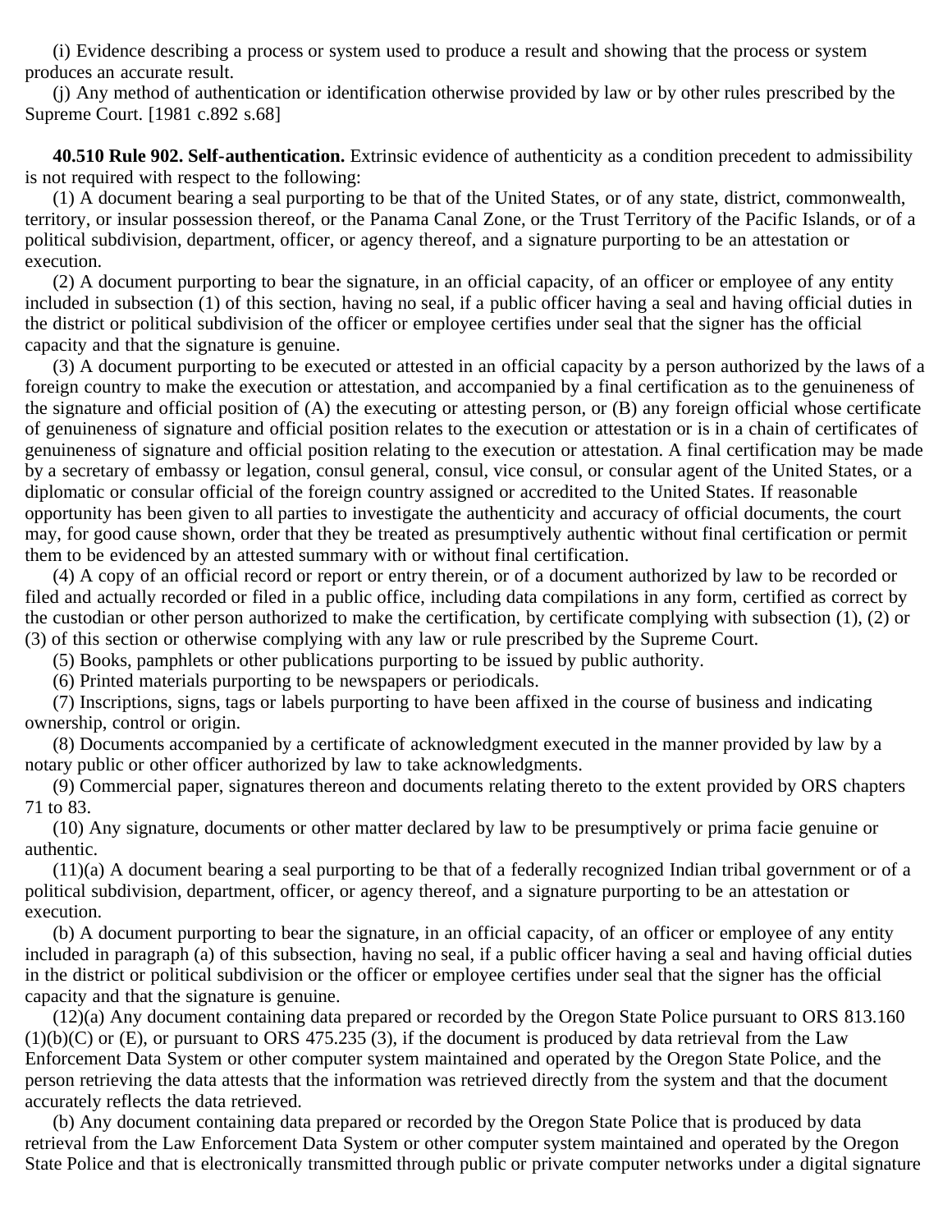(i) Evidence describing a process or system used to produce a result and showing that the process or system produces an accurate result.

(j) Any method of authentication or identification otherwise provided by law or by other rules prescribed by the Supreme Court. [1981 c.892 s.68]

**40.510 Rule 902. Self-authentication.** Extrinsic evidence of authenticity as a condition precedent to admissibility is not required with respect to the following:

(1) A document bearing a seal purporting to be that of the United States, or of any state, district, commonwealth, territory, or insular possession thereof, or the Panama Canal Zone, or the Trust Territory of the Pacific Islands, or of a political subdivision, department, officer, or agency thereof, and a signature purporting to be an attestation or execution.

(2) A document purporting to bear the signature, in an official capacity, of an officer or employee of any entity included in subsection (1) of this section, having no seal, if a public officer having a seal and having official duties in the district or political subdivision of the officer or employee certifies under seal that the signer has the official capacity and that the signature is genuine.

(3) A document purporting to be executed or attested in an official capacity by a person authorized by the laws of a foreign country to make the execution or attestation, and accompanied by a final certification as to the genuineness of the signature and official position of (A) the executing or attesting person, or (B) any foreign official whose certificate of genuineness of signature and official position relates to the execution or attestation or is in a chain of certificates of genuineness of signature and official position relating to the execution or attestation. A final certification may be made by a secretary of embassy or legation, consul general, consul, vice consul, or consular agent of the United States, or a diplomatic or consular official of the foreign country assigned or accredited to the United States. If reasonable opportunity has been given to all parties to investigate the authenticity and accuracy of official documents, the court may, for good cause shown, order that they be treated as presumptively authentic without final certification or permit them to be evidenced by an attested summary with or without final certification.

(4) A copy of an official record or report or entry therein, or of a document authorized by law to be recorded or filed and actually recorded or filed in a public office, including data compilations in any form, certified as correct by the custodian or other person authorized to make the certification, by certificate complying with subsection (1), (2) or (3) of this section or otherwise complying with any law or rule prescribed by the Supreme Court.

(5) Books, pamphlets or other publications purporting to be issued by public authority.

(6) Printed materials purporting to be newspapers or periodicals.

(7) Inscriptions, signs, tags or labels purporting to have been affixed in the course of business and indicating ownership, control or origin.

(8) Documents accompanied by a certificate of acknowledgment executed in the manner provided by law by a notary public or other officer authorized by law to take acknowledgments.

(9) Commercial paper, signatures thereon and documents relating thereto to the extent provided by ORS chapters 71 to 83.

(10) Any signature, documents or other matter declared by law to be presumptively or prima facie genuine or authentic.

(11)(a) A document bearing a seal purporting to be that of a federally recognized Indian tribal government or of a political subdivision, department, officer, or agency thereof, and a signature purporting to be an attestation or execution.

(b) A document purporting to bear the signature, in an official capacity, of an officer or employee of any entity included in paragraph (a) of this subsection, having no seal, if a public officer having a seal and having official duties in the district or political subdivision or the officer or employee certifies under seal that the signer has the official capacity and that the signature is genuine.

(12)(a) Any document containing data prepared or recorded by the Oregon State Police pursuant to ORS 813.160 (1)(b)(C) or (E), or pursuant to ORS 475.235 (3), if the document is produced by data retrieval from the Law Enforcement Data System or other computer system maintained and operated by the Oregon State Police, and the person retrieving the data attests that the information was retrieved directly from the system and that the document accurately reflects the data retrieved.

(b) Any document containing data prepared or recorded by the Oregon State Police that is produced by data retrieval from the Law Enforcement Data System or other computer system maintained and operated by the Oregon State Police and that is electronically transmitted through public or private computer networks under a digital signature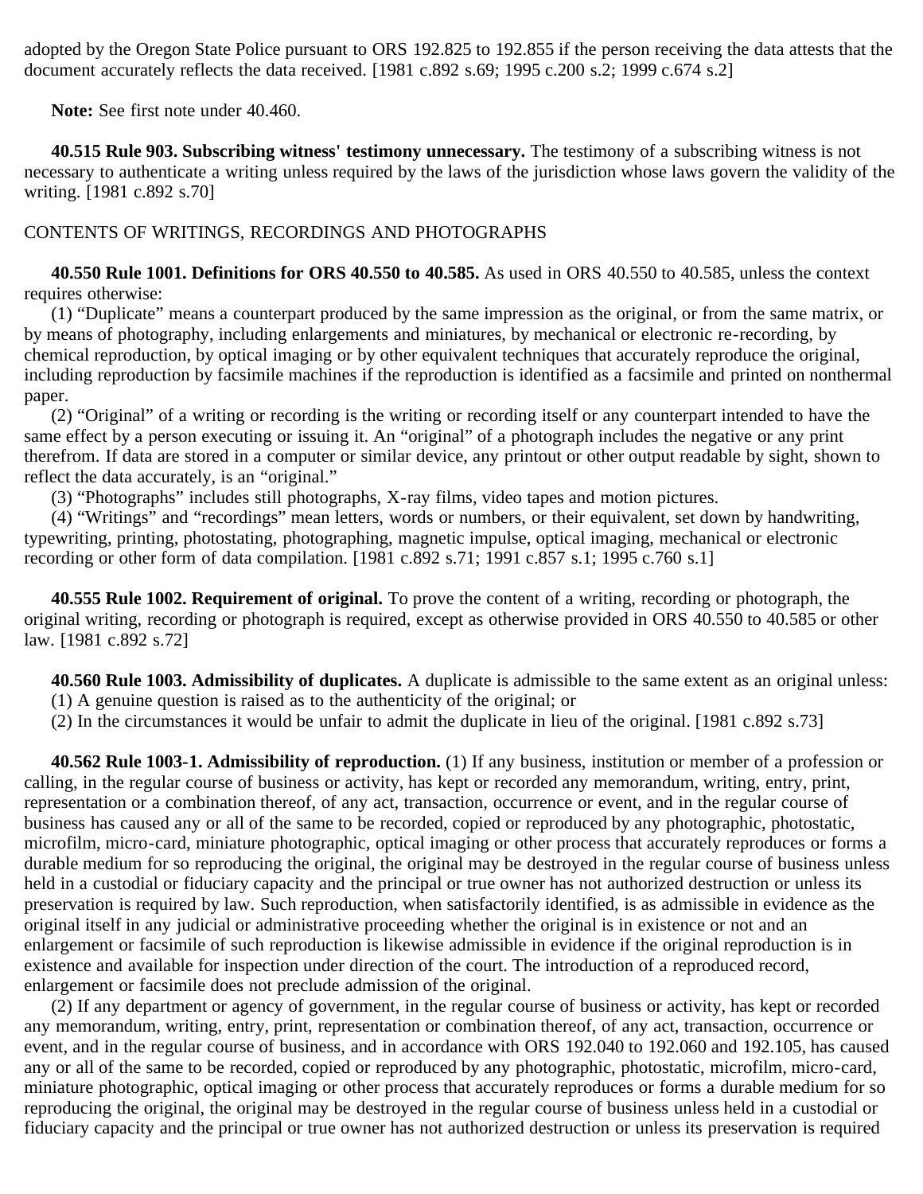adopted by the Oregon State Police pursuant to ORS 192.825 to 192.855 if the person receiving the data attests that the document accurately reflects the data received. [1981 c.892 s.69; 1995 c.200 s.2; 1999 c.674 s.2]

**Note:** See first note under 40.460.

**40.515 Rule 903. Subscribing witness' testimony unnecessary.** The testimony of a subscribing witness is not necessary to authenticate a writing unless required by the laws of the jurisdiction whose laws govern the validity of the writing. [1981 c.892 s.70]

CONTENTS OF WRITINGS, RECORDINGS AND PHOTOGRAPHS

**40.550 Rule 1001. Definitions for ORS 40.550 to 40.585.** As used in ORS 40.550 to 40.585, unless the context requires otherwise:

(1) "Duplicate" means a counterpart produced by the same impression as the original, or from the same matrix, or by means of photography, including enlargements and miniatures, by mechanical or electronic re-recording, by chemical reproduction, by optical imaging or by other equivalent techniques that accurately reproduce the original, including reproduction by facsimile machines if the reproduction is identified as a facsimile and printed on nonthermal paper.

(2) "Original" of a writing or recording is the writing or recording itself or any counterpart intended to have the same effect by a person executing or issuing it. An "original" of a photograph includes the negative or any print therefrom. If data are stored in a computer or similar device, any printout or other output readable by sight, shown to reflect the data accurately, is an "original."

(3) "Photographs" includes still photographs, X-ray films, video tapes and motion pictures.

(4) "Writings" and "recordings" mean letters, words or numbers, or their equivalent, set down by handwriting, typewriting, printing, photostating, photographing, magnetic impulse, optical imaging, mechanical or electronic recording or other form of data compilation. [1981 c.892 s.71; 1991 c.857 s.1; 1995 c.760 s.1]

**40.555 Rule 1002. Requirement of original.** To prove the content of a writing, recording or photograph, the original writing, recording or photograph is required, except as otherwise provided in ORS 40.550 to 40.585 or other law. [1981 c.892 s.72]

**40.560 Rule 1003. Admissibility of duplicates.** A duplicate is admissible to the same extent as an original unless:

(1) A genuine question is raised as to the authenticity of the original; or

(2) In the circumstances it would be unfair to admit the duplicate in lieu of the original. [1981 c.892 s.73]

**40.562 Rule 1003-1. Admissibility of reproduction.** (1) If any business, institution or member of a profession or calling, in the regular course of business or activity, has kept or recorded any memorandum, writing, entry, print, representation or a combination thereof, of any act, transaction, occurrence or event, and in the regular course of business has caused any or all of the same to be recorded, copied or reproduced by any photographic, photostatic, microfilm, micro-card, miniature photographic, optical imaging or other process that accurately reproduces or forms a durable medium for so reproducing the original, the original may be destroyed in the regular course of business unless held in a custodial or fiduciary capacity and the principal or true owner has not authorized destruction or unless its preservation is required by law. Such reproduction, when satisfactorily identified, is as admissible in evidence as the original itself in any judicial or administrative proceeding whether the original is in existence or not and an enlargement or facsimile of such reproduction is likewise admissible in evidence if the original reproduction is in existence and available for inspection under direction of the court. The introduction of a reproduced record, enlargement or facsimile does not preclude admission of the original.

(2) If any department or agency of government, in the regular course of business or activity, has kept or recorded any memorandum, writing, entry, print, representation or combination thereof, of any act, transaction, occurrence or event, and in the regular course of business, and in accordance with ORS 192.040 to 192.060 and 192.105, has caused any or all of the same to be recorded, copied or reproduced by any photographic, photostatic, microfilm, micro-card, miniature photographic, optical imaging or other process that accurately reproduces or forms a durable medium for so reproducing the original, the original may be destroyed in the regular course of business unless held in a custodial or fiduciary capacity and the principal or true owner has not authorized destruction or unless its preservation is required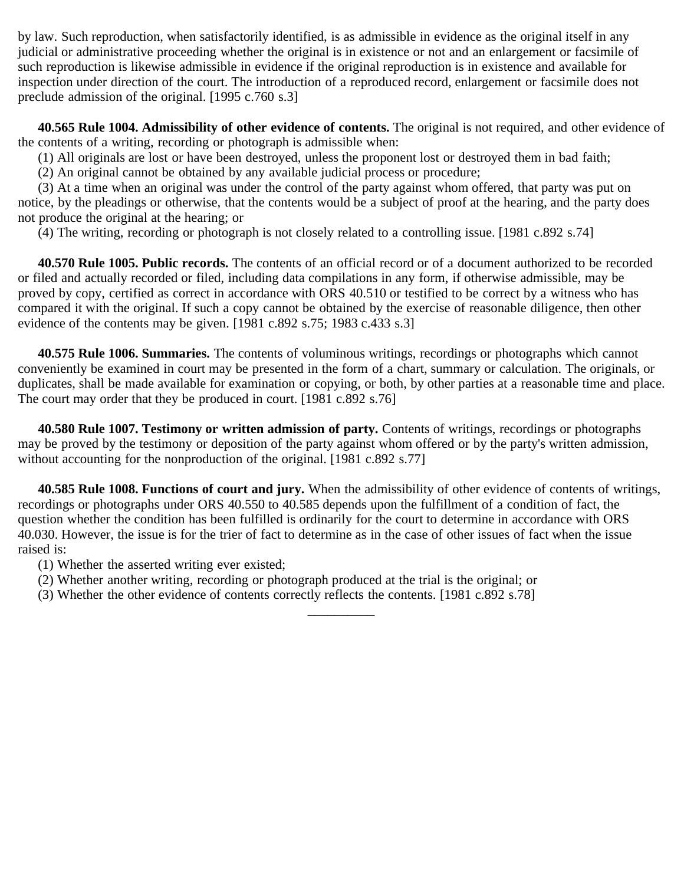by law. Such reproduction, when satisfactorily identified, is as admissible in evidence as the original itself in any judicial or administrative proceeding whether the original is in existence or not and an enlargement or facsimile of such reproduction is likewise admissible in evidence if the original reproduction is in existence and available for inspection under direction of the court. The introduction of a reproduced record, enlargement or facsimile does not preclude admission of the original. [1995 c.760 s.3]

**40.565 Rule 1004. Admissibility of other evidence of contents.** The original is not required, and other evidence of the contents of a writing, recording or photograph is admissible when:

(1) All originals are lost or have been destroyed, unless the proponent lost or destroyed them in bad faith;

(2) An original cannot be obtained by any available judicial process or procedure;

(3) At a time when an original was under the control of the party against whom offered, that party was put on notice, by the pleadings or otherwise, that the contents would be a subject of proof at the hearing, and the party does not produce the original at the hearing; or

(4) The writing, recording or photograph is not closely related to a controlling issue. [1981 c.892 s.74]

**40.570 Rule 1005. Public records.** The contents of an official record or of a document authorized to be recorded or filed and actually recorded or filed, including data compilations in any form, if otherwise admissible, may be proved by copy, certified as correct in accordance with ORS 40.510 or testified to be correct by a witness who has compared it with the original. If such a copy cannot be obtained by the exercise of reasonable diligence, then other evidence of the contents may be given. [1981 c.892 s.75; 1983 c.433 s.3]

**40.575 Rule 1006. Summaries.** The contents of voluminous writings, recordings or photographs which cannot conveniently be examined in court may be presented in the form of a chart, summary or calculation. The originals, or duplicates, shall be made available for examination or copying, or both, by other parties at a reasonable time and place. The court may order that they be produced in court. [1981 c.892 s.76]

**40.580 Rule 1007. Testimony or written admission of party.** Contents of writings, recordings or photographs may be proved by the testimony or deposition of the party against whom offered or by the party's written admission, without accounting for the nonproduction of the original. [1981 c.892 s.77]

**40.585 Rule 1008. Functions of court and jury.** When the admissibility of other evidence of contents of writings, recordings or photographs under ORS 40.550 to 40.585 depends upon the fulfillment of a condition of fact, the question whether the condition has been fulfilled is ordinarily for the court to determine in accordance with ORS 40.030. However, the issue is for the trier of fact to determine as in the case of other issues of fact when the issue raised is:

(1) Whether the asserted writing ever existed;

(2) Whether another writing, recording or photograph produced at the trial is the original; or

(3) Whether the other evidence of contents correctly reflects the contents. [1981 c.892 s.78]

---